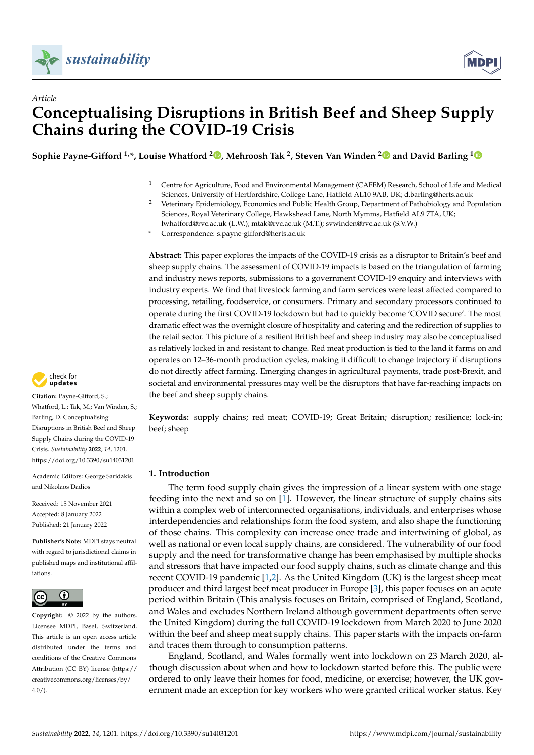*Article*

# Conceptualising Disruptions in British Beef and Sheep Supply Chains during the COVID-19 Crisis

**Sophie Payne-Gifford [1,*], Louise Whatford [2], Mehroosh Tak [2], Steven Van Winden [2] and David Barling [1]**

[1] Centre for Agriculture, Food and Environmental Management (CAFEM) Research, School of Life and Medical Sciences, University of Hertfordshire, College Lane, Hatfield AL10 9AB, UK; d.barling@herts.ac.uk

[2] Veterinary Epidemiology, Economics and Public Health Group, Department of Pathobiology and Population Sciences, Royal Veterinary College, Hawkshead Lane, North Mymms, Hatfield AL9 7TA, UK; lwhatford@rvc.ac.uk (L.W.); mtak@rvc.ac.uk (M.T.); svwinden@rvc.ac.uk (S.V.W.)

* Correspondence: s.payne-gifford@herts.ac.uk

**Abstract:** This paper explores the impacts of the COVID-19 crisis as a disruptor to Britain's beef and sheep supply chains. The assessment of COVID-19 impacts is based on the triangulation of farming and industry news reports, submissions to a government COVID-19 enquiry and interviews with industry experts. We find that livestock farming and farm services were least affected compared to processing, retailing, foodservice, or consumers. Primary and secondary processors continued to operate during the first COVID-19 lockdown but had to quickly become 'COVID secure'. The most dramatic effect was the overnight closure of hospitality and catering and the redirection of supplies to the retail sector. This picture of a resilient British beef and sheep industry may also be conceptualised as relatively locked in and resistant to change. Red meat production is tied to the land it farms on and operates on 12–36-month production cycles, making it difficult to change trajectory if disruptions do not directly affect farming. Emerging changes in agricultural payments, trade post-Brexit, and societal and environmental pressures may well be the disruptors that have far-reaching impacts on the beef and sheep supply chains.

**Keywords:** supply chains; red meat; COVID-19; Great Britain; disruption; resilience; lock-in; beef; sheep

**Citation:** Payne-Gifford, S.; Whatford, L.; Tak, M.; Van Winden, S.; Barling, D. Conceptualising Disruptions in British Beef and Sheep Supply Chains during the COVID-19 Crisis. *Sustainability* **2022**, *14*, 1201. https://doi.org/10.3390/su14031201

Academic Editors: George Saridakis and Nikolaos Dadios

Received: 15 November 2021
Accepted: 8 January 2022
Published: 21 January 2022

**Publisher's Note:** MDPI stays neutral with regard to jurisdictional claims in published maps and institutional affiliations.

**Copyright:** © 2022 by the authors. Licensee MDPI, Basel, Switzerland. This article is an open access article distributed under the terms and conditions of the Creative Commons Attribution (CC BY) license (https://creativecommons.org/licenses/by/4.0/).

## 1. Introduction

The term food supply chain gives the impression of a linear system with one stage feeding into the next and so on [1]. However, the linear structure of supply chains sits within a complex web of interconnected organisations, individuals, and enterprises whose interdependencies and relationships form the food system, and also shape the functioning of those chains. This complexity can increase once trade and intertwining of global, as well as national or even local supply chains, are considered. The vulnerability of our food supply and the need for transformative change has been emphasised by multiple shocks and stressors that have impacted our food supply chains, such as climate change and this recent COVID-19 pandemic [1,2]. As the United Kingdom (UK) is the largest sheep meat producer and third largest beef meat producer in Europe [3], this paper focuses on an acute period within Britain (This analysis focuses on Britain, comprised of England, Scotland, and Wales and excludes Northern Ireland although government departments often serve the United Kingdom) during the full COVID-19 lockdown from March 2020 to June 2020 within the beef and sheep meat supply chains. This paper starts with the impacts on-farm and traces them through to consumption patterns.

England, Scotland, and Wales formally went into lockdown on 23 March 2020, although discussion about when and how to lockdown started before this. The public were ordered to only leave their homes for food, medicine, or exercise; however, the UK government made an exception for key workers who were granted critical worker status. Key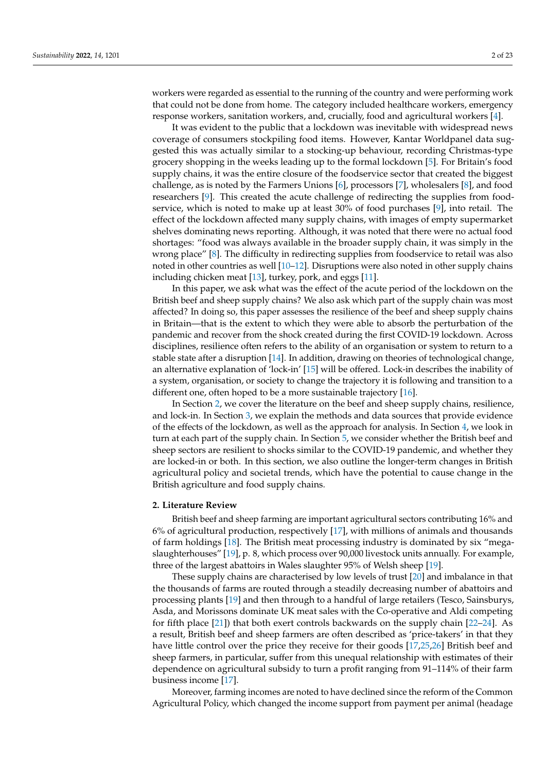workers were regarded as essential to the running of the country and were performing work that could not be done from home. The category included healthcare workers, emergency response workers, sanitation workers, and, crucially, food and agricultural workers [4].

It was evident to the public that a lockdown was inevitable with widespread news coverage of consumers stockpiling food items. However, Kantar Worldpanel data suggested this was actually similar to a stocking-up behaviour, recording Christmas-type grocery shopping in the weeks leading up to the formal lockdown [5]. For Britain's food supply chains, it was the entire closure of the foodservice sector that created the biggest challenge, as is noted by the Farmers Unions [6], processors [7], wholesalers [8], and food researchers [9]. This created the acute challenge of redirecting the supplies from foodservice, which is noted to make up at least 30% of food purchases [9], into retail. The effect of the lockdown affected many supply chains, with images of empty supermarket shelves dominating news reporting. Although, it was noted that there were no actual food shortages: "food was always available in the broader supply chain, it was simply in the wrong place" [8]. The difficulty in redirecting supplies from foodservice to retail was also noted in other countries as well [10–12]. Disruptions were also noted in other supply chains including chicken meat [13], turkey, pork, and eggs [11].

In this paper, we ask what was the effect of the acute period of the lockdown on the British beef and sheep supply chains? We also ask which part of the supply chain was most affected? In doing so, this paper assesses the resilience of the beef and sheep supply chains in Britain—that is the extent to which they were able to absorb the perturbation of the pandemic and recover from the shock created during the first COVID-19 lockdown. Across disciplines, resilience often refers to the ability of an organisation or system to return to a stable state after a disruption [14]. In addition, drawing on theories of technological change, an alternative explanation of 'lock-in' [15] will be offered. Lock-in describes the inability of a system, organisation, or society to change the trajectory it is following and transition to a different one, often hoped to be a more sustainable trajectory [16].

In Section 2, we cover the literature on the beef and sheep supply chains, resilience, and lock-in. In Section 3, we explain the methods and data sources that provide evidence of the effects of the lockdown, as well as the approach for analysis. In Section 4, we look in turn at each part of the supply chain. In Section 5, we consider whether the British beef and sheep sectors are resilient to shocks similar to the COVID-19 pandemic, and whether they are locked-in or both. In this section, we also outline the longer-term changes in British agricultural policy and societal trends, which have the potential to cause change in the British agriculture and food supply chains.

## 2. Literature Review

British beef and sheep farming are important agricultural sectors contributing 16% and 6% of agricultural production, respectively [17], with millions of animals and thousands of farm holdings [18]. The British meat processing industry is dominated by six "mega-slaughterhouses" [19], p. 8, which process over 90,000 livestock units annually. For example, three of the largest abattoirs in Wales slaughter 95% of Welsh sheep [19].

These supply chains are characterised by low levels of trust [20] and imbalance in that the thousands of farms are routed through a steadily decreasing number of abattoirs and processing plants [19] and then through to a handful of large retailers (Tesco, Sainsburys, Asda, and Morissons dominate UK meat sales with the Co-operative and Aldi competing for fifth place [21]) that both exert controls backwards on the supply chain [22–24]. As a result, British beef and sheep farmers are often described as 'price-takers' in that they have little control over the price they receive for their goods [17,25,26] British beef and sheep farmers, in particular, suffer from this unequal relationship with estimates of their dependence on agricultural subsidy to turn a profit ranging from 91–114% of their farm business income [17].

Moreover, farming incomes are noted to have declined since the reform of the Common Agricultural Policy, which changed the income support from payment per animal (headage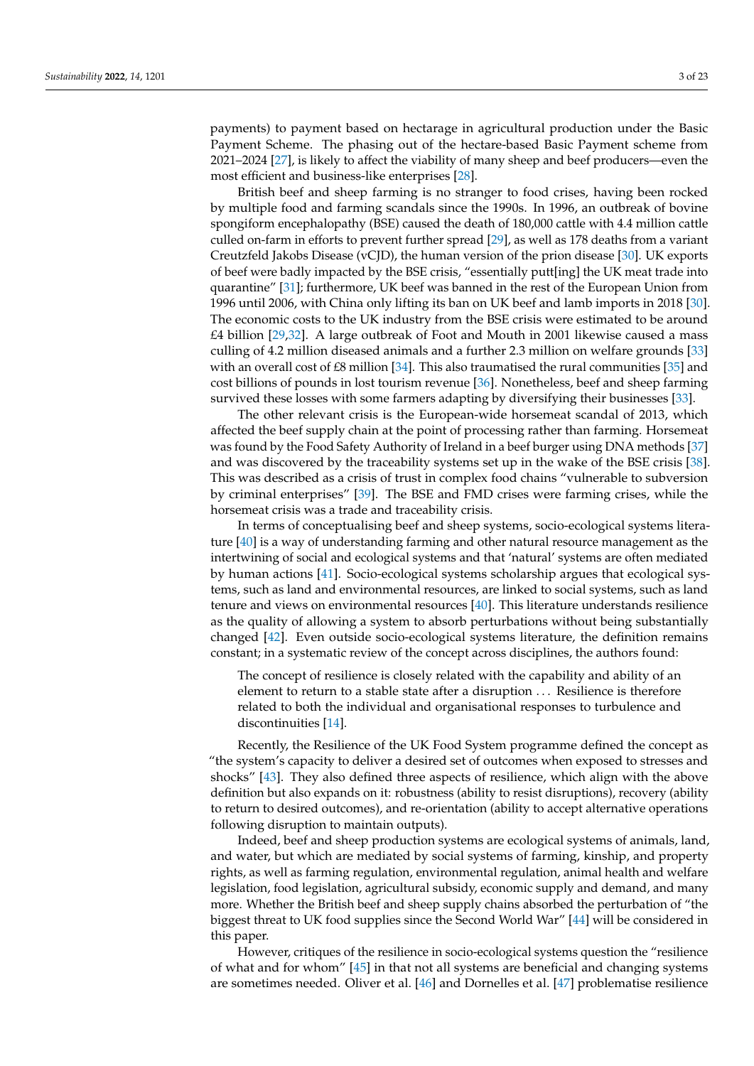payments) to payment based on hectarage in agricultural production under the Basic Payment Scheme. The phasing out of the hectare-based Basic Payment scheme from 2021–2024 [27], is likely to affect the viability of many sheep and beef producers—even the most efficient and business-like enterprises [28].

British beef and sheep farming is no stranger to food crises, having been rocked by multiple food and farming scandals since the 1990s. In 1996, an outbreak of bovine spongiform encephalopathy (BSE) caused the death of 180,000 cattle with 4.4 million cattle culled on-farm in efforts to prevent further spread [29], as well as 178 deaths from a variant Creutzfeld Jakobs Disease (vCJD), the human version of the prion disease [30]. UK exports of beef were badly impacted by the BSE crisis, "essentially putt[ing] the UK meat trade into quarantine" [31]; furthermore, UK beef was banned in the rest of the European Union from 1996 until 2006, with China only lifting its ban on UK beef and lamb imports in 2018 [30]. The economic costs to the UK industry from the BSE crisis were estimated to be around £4 billion [29,32]. A large outbreak of Foot and Mouth in 2001 likewise caused a mass culling of 4.2 million diseased animals and a further 2.3 million on welfare grounds [33] with an overall cost of £8 million [34]. This also traumatised the rural communities [35] and cost billions of pounds in lost tourism revenue [36]. Nonetheless, beef and sheep farming survived these losses with some farmers adapting by diversifying their businesses [33].

The other relevant crisis is the European-wide horsemeat scandal of 2013, which affected the beef supply chain at the point of processing rather than farming. Horsemeat was found by the Food Safety Authority of Ireland in a beef burger using DNA methods [37] and was discovered by the traceability systems set up in the wake of the BSE crisis [38]. This was described as a crisis of trust in complex food chains "vulnerable to subversion by criminal enterprises" [39]. The BSE and FMD crises were farming crises, while the horsemeat crisis was a trade and traceability crisis.

In terms of conceptualising beef and sheep systems, socio-ecological systems literature [40] is a way of understanding farming and other natural resource management as the intertwining of social and ecological systems and that 'natural' systems are often mediated by human actions [41]. Socio-ecological systems scholarship argues that ecological systems, such as land and environmental resources, are linked to social systems, such as land tenure and views on environmental resources [40]. This literature understands resilience as the quality of allowing a system to absorb perturbations without being substantially changed [42]. Even outside socio-ecological systems literature, the definition remains constant; in a systematic review of the concept across disciplines, the authors found:

> The concept of resilience is closely related with the capability and ability of an element to return to a stable state after a disruption ... Resilience is therefore related to both the individual and organisational responses to turbulence and discontinuities [14].

Recently, the Resilience of the UK Food System programme defined the concept as "the system's capacity to deliver a desired set of outcomes when exposed to stresses and shocks" [43]. They also defined three aspects of resilience, which align with the above definition but also expands on it: robustness (ability to resist disruptions), recovery (ability to return to desired outcomes), and re-orientation (ability to accept alternative operations following disruption to maintain outputs).

Indeed, beef and sheep production systems are ecological systems of animals, land, and water, but which are mediated by social systems of farming, kinship, and property rights, as well as farming regulation, environmental regulation, animal health and welfare legislation, food legislation, agricultural subsidy, economic supply and demand, and many more. Whether the British beef and sheep supply chains absorbed the perturbation of "the biggest threat to UK food supplies since the Second World War" [44] will be considered in this paper.

However, critiques of the resilience in socio-ecological systems question the "resilience of what and for whom" [45] in that not all systems are beneficial and changing systems are sometimes needed. Oliver et al. [46] and Dornelles et al. [47] problematise resilience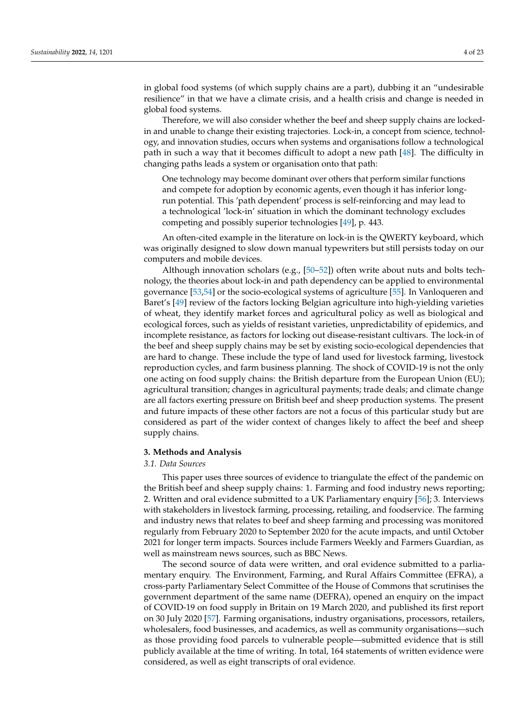in global food systems (of which supply chains are a part), dubbing it an "undesirable resilience" in that we have a climate crisis, and a health crisis and change is needed in global food systems.

Therefore, we will also consider whether the beef and sheep supply chains are locked-in and unable to change their existing trajectories. Lock-in, a concept from science, technology, and innovation studies, occurs when systems and organisations follow a technological path in such a way that it becomes difficult to adopt a new path [48]. The difficulty in changing paths leads a system or organisation onto that path:

> One technology may become dominant over others that perform similar functions and compete for adoption by economic agents, even though it has inferior long-run potential. This 'path dependent' process is self-reinforcing and may lead to a technological 'lock-in' situation in which the dominant technology excludes competing and possibly superior technologies [49], p. 443.

An often-cited example in the literature on lock-in is the QWERTY keyboard, which was originally designed to slow down manual typewriters but still persists today on our computers and mobile devices.

Although innovation scholars (e.g., [50–52]) often write about nuts and bolts technology, the theories about lock-in and path dependency can be applied to environmental governance [53,54] or the socio-ecological systems of agriculture [55]. In Vanloqueren and Baret's [49] review of the factors locking Belgian agriculture into high-yielding varieties of wheat, they identify market forces and agricultural policy as well as biological and ecological forces, such as yields of resistant varieties, unpredictability of epidemics, and incomplete resistance, as factors for locking out disease-resistant cultivars. The lock-in of the beef and sheep supply chains may be set by existing socio-ecological dependencies that are hard to change. These include the type of land used for livestock farming, livestock reproduction cycles, and farm business planning. The shock of COVID-19 is not the only one acting on food supply chains: the British departure from the European Union (EU); agricultural transition; changes in agricultural payments; trade deals; and climate change are all factors exerting pressure on British beef and sheep production systems. The present and future impacts of these other factors are not a focus of this particular study but are considered as part of the wider context of changes likely to affect the beef and sheep supply chains.

## 3. Methods and Analysis

### 3.1. Data Sources

This paper uses three sources of evidence to triangulate the effect of the pandemic on the British beef and sheep supply chains: 1. Farming and food industry news reporting; 2. Written and oral evidence submitted to a UK Parliamentary enquiry [56]; 3. Interviews with stakeholders in livestock farming, processing, retailing, and foodservice. The farming and industry news that relates to beef and sheep farming and processing was monitored regularly from February 2020 to September 2020 for the acute impacts, and until October 2021 for longer term impacts. Sources include Farmers Weekly and Farmers Guardian, as well as mainstream news sources, such as BBC News.

The second source of data were written, and oral evidence submitted to a parliamentary enquiry. The Environment, Farming, and Rural Affairs Committee (EFRA), a cross-party Parliamentary Select Committee of the House of Commons that scrutinises the government department of the same name (DEFRA), opened an enquiry on the impact of COVID-19 on food supply in Britain on 19 March 2020, and published its first report on 30 July 2020 [57]. Farming organisations, industry organisations, processors, retailers, wholesalers, food businesses, and academics, as well as community organisations—such as those providing food parcels to vulnerable people—submitted evidence that is still publicly available at the time of writing. In total, 164 statements of written evidence were considered, as well as eight transcripts of oral evidence.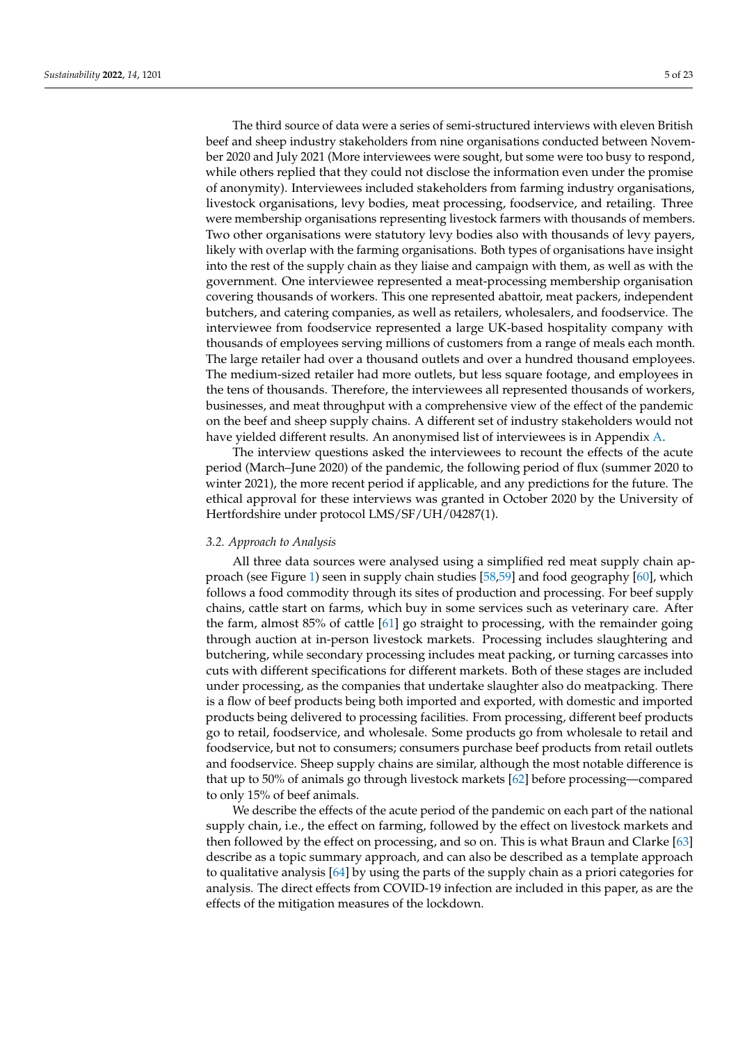The third source of data were a series of semi-structured interviews with eleven British beef and sheep industry stakeholders from nine organisations conducted between November 2020 and July 2021 (More interviewees were sought, but some were too busy to respond, while others replied that they could not disclose the information even under the promise of anonymity). Interviewees included stakeholders from farming industry organisations, livestock organisations, levy bodies, meat processing, foodservice, and retailing. Three were membership organisations representing livestock farmers with thousands of members. Two other organisations were statutory levy bodies also with thousands of levy payers, likely with overlap with the farming organisations. Both types of organisations have insight into the rest of the supply chain as they liaise and campaign with them, as well as with the government. One interviewee represented a meat-processing membership organisation covering thousands of workers. This one represented abattoir, meat packers, independent butchers, and catering companies, as well as retailers, wholesalers, and foodservice. The interviewee from foodservice represented a large UK-based hospitality company with thousands of employees serving millions of customers from a range of meals each month. The large retailer had over a thousand outlets and over a hundred thousand employees. The medium-sized retailer had more outlets, but less square footage, and employees in the tens of thousands. Therefore, the interviewees all represented thousands of workers, businesses, and meat throughput with a comprehensive view of the effect of the pandemic on the beef and sheep supply chains. A different set of industry stakeholders would not have yielded different results. An anonymised list of interviewees is in Appendix A.

The interview questions asked the interviewees to recount the effects of the acute period (March–June 2020) of the pandemic, the following period of flux (summer 2020 to winter 2021), the more recent period if applicable, and any predictions for the future. The ethical approval for these interviews was granted in October 2020 by the University of Hertfordshire under protocol LMS/SF/UH/04287(1).

### 3.2. Approach to Analysis

All three data sources were analysed using a simplified red meat supply chain approach (see Figure 1) seen in supply chain studies [58,59] and food geography [60], which follows a food commodity through its sites of production and processing. For beef supply chains, cattle start on farms, which buy in some services such as veterinary care. After the farm, almost 85% of cattle [61] go straight to processing, with the remainder going through auction at in-person livestock markets. Processing includes slaughtering and butchering, while secondary processing includes meat packing, or turning carcasses into cuts with different specifications for different markets. Both of these stages are included under processing, as the companies that undertake slaughter also do meatpacking. There is a flow of beef products being both imported and exported, with domestic and imported products being delivered to processing facilities. From processing, different beef products go to retail, foodservice, and wholesale. Some products go from wholesale to retail and foodservice, but not to consumers; consumers purchase beef products from retail outlets and foodservice. Sheep supply chains are similar, although the most notable difference is that up to 50% of animals go through livestock markets [62] before processing—compared to only 15% of beef animals.

We describe the effects of the acute period of the pandemic on each part of the national supply chain, i.e., the effect on farming, followed by the effect on livestock markets and then followed by the effect on processing, and so on. This is what Braun and Clarke [63] describe as a topic summary approach, and can also be described as a template approach to qualitative analysis [64] by using the parts of the supply chain as a priori categories for analysis. The direct effects from COVID-19 infection are included in this paper, as are the effects of the mitigation measures of the lockdown.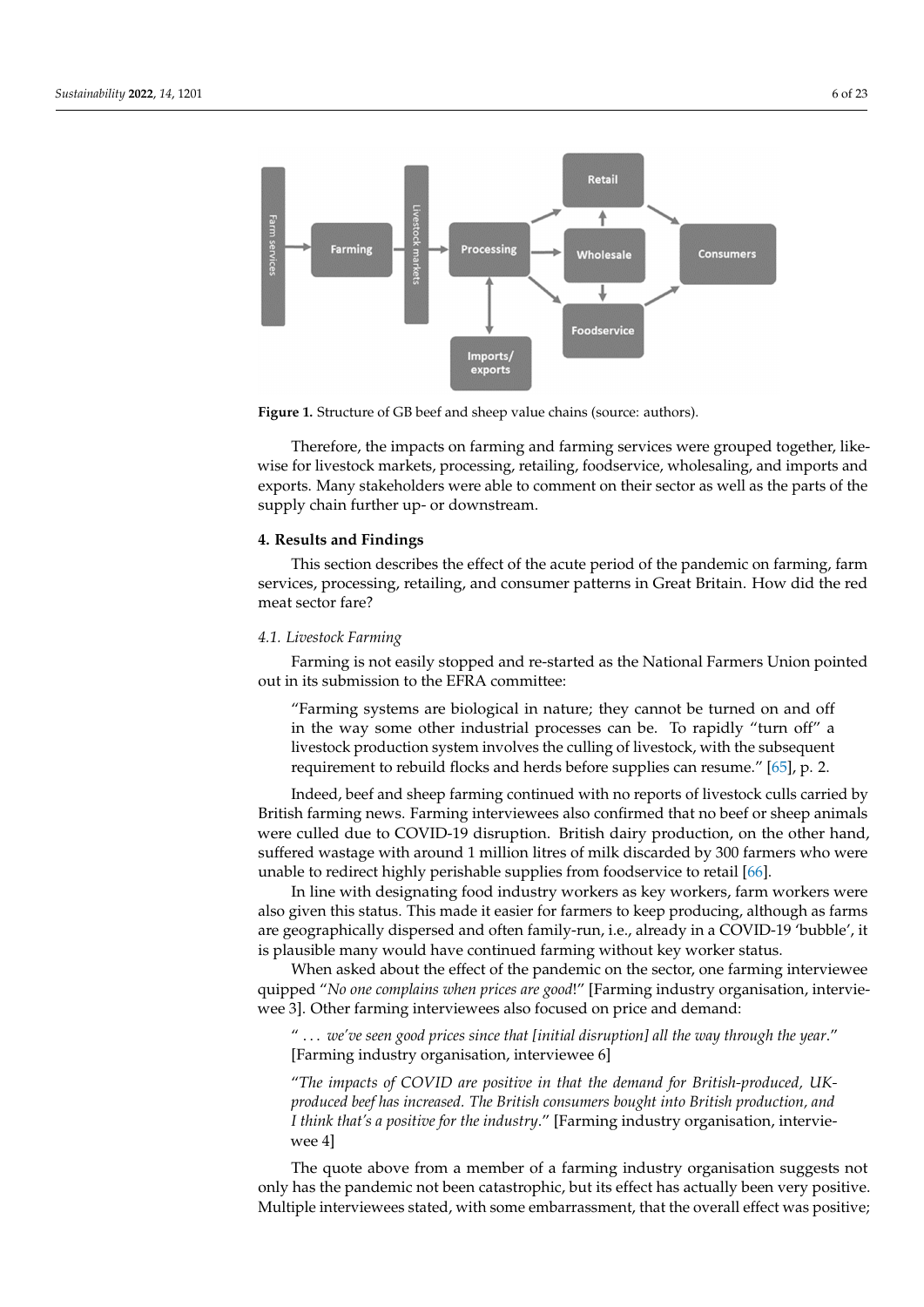**Figure 1.** Structure of GB beef and sheep value chains (source: authors).

Therefore, the impacts on farming and farming services were grouped together, likewise for livestock markets, processing, retailing, foodservice, wholesaling, and imports and exports. Many stakeholders were able to comment on their sector as well as the parts of the supply chain further up- or downstream.

## 4. Results and Findings

This section describes the effect of the acute period of the pandemic on farming, farm services, processing, retailing, and consumer patterns in Great Britain. How did the red meat sector fare?

### 4.1. Livestock Farming

Farming is not easily stopped and re-started as the National Farmers Union pointed out in its submission to the EFRA committee:

> "Farming systems are biological in nature; they cannot be turned on and off in the way some other industrial processes can be. To rapidly "turn off" a livestock production system involves the culling of livestock, with the subsequent requirement to rebuild flocks and herds before supplies can resume." [65], p. 2.

Indeed, beef and sheep farming continued with no reports of livestock culls carried by British farming news. Farming interviewees also confirmed that no beef or sheep animals were culled due to COVID-19 disruption. British dairy production, on the other hand, suffered wastage with around 1 million litres of milk discarded by 300 farmers who were unable to redirect highly perishable supplies from foodservice to retail [66].

In line with designating food industry workers as key workers, farm workers were also given this status. This made it easier for farmers to keep producing, although as farms are geographically dispersed and often family-run, i.e., already in a COVID-19 'bubble', it is plausible many would have continued farming without key worker status.

When asked about the effect of the pandemic on the sector, one farming interviewee quipped "*No one complains when prices are good*!" [Farming industry organisation, interviewee 3]. Other farming interviewees also focused on price and demand:

> "*... we've seen good prices since that [initial disruption] all the way through the year*." [Farming industry organisation, interviewee 6]

> "*The impacts of COVID are positive in that the demand for British-produced, UK-produced beef has increased. The British consumers bought into British production, and I think that's a positive for the industry*." [Farming industry organisation, interviewee 4]

The quote above from a member of a farming industry organisation suggests not only has the pandemic not been catastrophic, but its effect has actually been very positive. Multiple interviewees stated, with some embarrassment, that the overall effect was positive;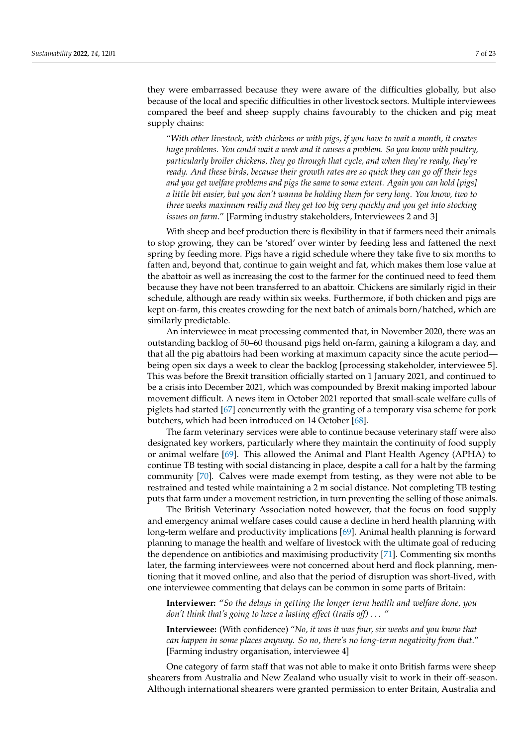they were embarrassed because they were aware of the difficulties globally, but also because of the local and specific difficulties in other livestock sectors. Multiple interviewees compared the beef and sheep supply chains favourably to the chicken and pig meat supply chains:

> "*With other livestock, with chickens or with pigs, if you have to wait a month, it creates huge problems. You could wait a week and it causes a problem. So you know with poultry, particularly broiler chickens, they go through that cycle, and when they're ready, they're ready. And these birds, because their growth rates are so quick they can go off their legs and you get welfare problems and pigs the same to some extent. Again you can hold [pigs] a little bit easier, but you don't wanna be holding them for very long. You know, two to three weeks maximum really and they get too big very quickly and you get into stocking issues on farm*." [Farming industry stakeholders, Interviewees 2 and 3]

With sheep and beef production there is flexibility in that if farmers need their animals to stop growing, they can be 'stored' over winter by feeding less and fattened the next spring by feeding more. Pigs have a rigid schedule where they take five to six months to fatten and, beyond that, continue to gain weight and fat, which makes them lose value at the abattoir as well as increasing the cost to the farmer for the continued need to feed them because they have not been transferred to an abattoir. Chickens are similarly rigid in their schedule, although are ready within six weeks. Furthermore, if both chicken and pigs are kept on-farm, this creates crowding for the next batch of animals born/hatched, which are similarly predictable.

An interviewee in meat processing commented that, in November 2020, there was an outstanding backlog of 50–60 thousand pigs held on-farm, gaining a kilogram a day, and that all the pig abattoirs had been working at maximum capacity since the acute period—being open six days a week to clear the backlog [processing stakeholder, interviewee 5]. This was before the Brexit transition officially started on 1 January 2021, and continued to be a crisis into December 2021, which was compounded by Brexit making imported labour movement difficult. A news item in October 2021 reported that small-scale welfare culls of piglets had started [67] concurrently with the granting of a temporary visa scheme for pork butchers, which had been introduced on 14 October [68].

The farm veterinary services were able to continue because veterinary staff were also designated key workers, particularly where they maintain the continuity of food supply or animal welfare [69]. This allowed the Animal and Plant Health Agency (APHA) to continue TB testing with social distancing in place, despite a call for a halt by the farming community [70]. Calves were made exempt from testing, as they were not able to be restrained and tested while maintaining a 2 m social distance. Not completing TB testing puts that farm under a movement restriction, in turn preventing the selling of those animals.

The British Veterinary Association noted however, that the focus on food supply and emergency animal welfare cases could cause a decline in herd health planning with long-term welfare and productivity implications [69]. Animal health planning is forward planning to manage the health and welfare of livestock with the ultimate goal of reducing the dependence on antibiotics and maximising productivity [71]. Commenting six months later, the farming interviewees were not concerned about herd and flock planning, mentioning that it moved online, and also that the period of disruption was short-lived, with one interviewee commenting that delays can be common in some parts of Britain:

> **Interviewer:** "*So the delays in getting the longer term health and welfare done, you don't think that's going to have a lasting effect (trails off) . . .* "
>
> **Interviewee:** (With confidence) "*No, it was it was four, six weeks and you know that can happen in some places anyway. So no, there's no long-term negativity from that*." [Farming industry organisation, interviewee 4]

One category of farm staff that was not able to make it onto British farms were sheep shearers from Australia and New Zealand who usually visit to work in their off-season. Although international shearers were granted permission to enter Britain, Australia and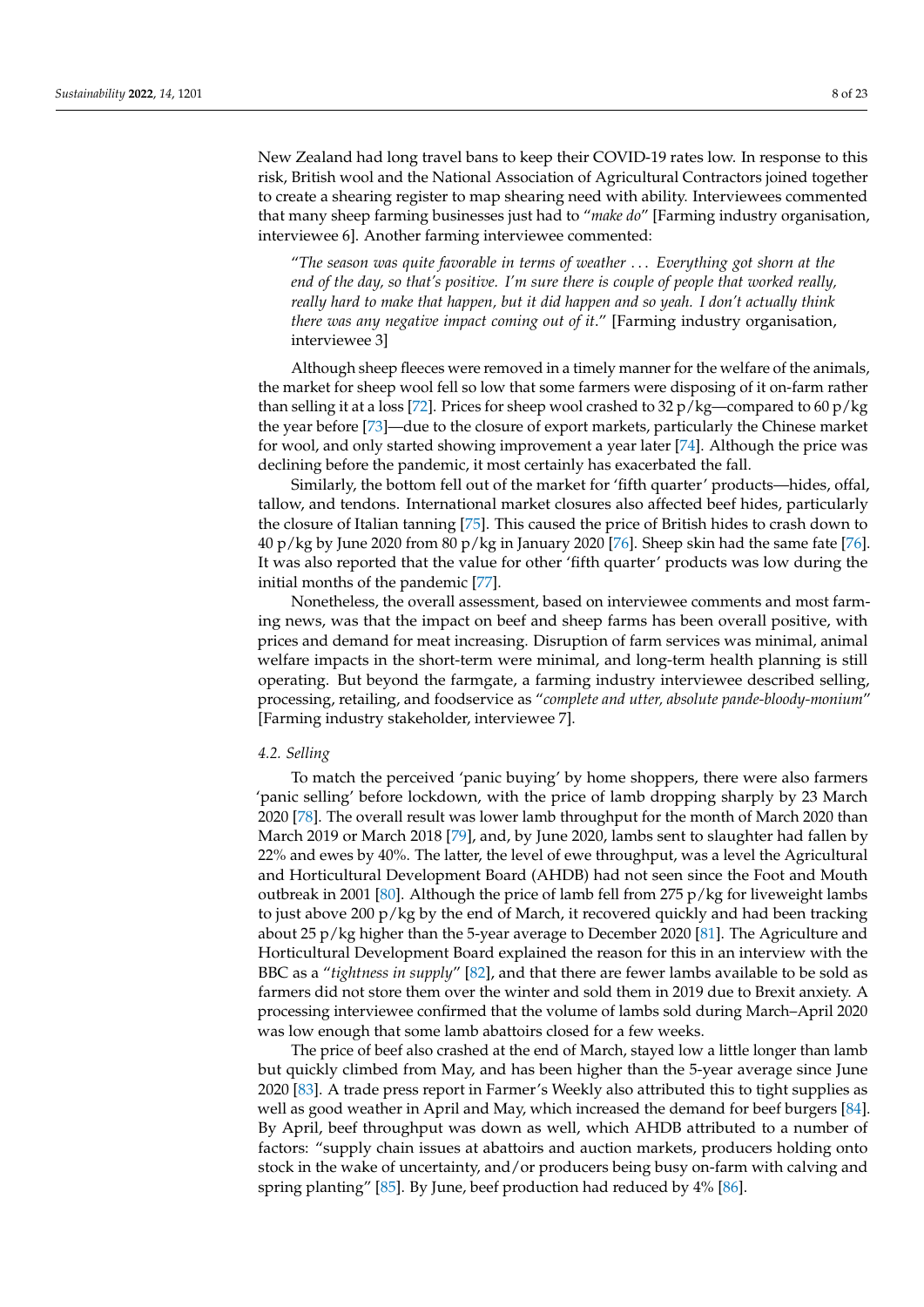New Zealand had long travel bans to keep their COVID-19 rates low. In response to this risk, British wool and the National Association of Agricultural Contractors joined together to create a shearing register to map shearing need with ability. Interviewees commented that many sheep farming businesses just had to "*make do*" [Farming industry organisation, interviewee 6]. Another farming interviewee commented:

> "*The season was quite favorable in terms of weather ... Everything got shorn at the end of the day, so that's positive. I'm sure there is couple of people that worked really, really hard to make that happen, but it did happen and so yeah. I don't actually think there was any negative impact coming out of it*." [Farming industry organisation, interviewee 3]

Although sheep fleeces were removed in a timely manner for the welfare of the animals, the market for sheep wool fell so low that some farmers were disposing of it on-farm rather than selling it at a loss [72]. Prices for sheep wool crashed to 32 p/kg—compared to 60 p/kg the year before [73]—due to the closure of export markets, particularly the Chinese market for wool, and only started showing improvement a year later [74]. Although the price was declining before the pandemic, it most certainly has exacerbated the fall.

Similarly, the bottom fell out of the market for 'fifth quarter' products—hides, offal, tallow, and tendons. International market closures also affected beef hides, particularly the closure of Italian tanning [75]. This caused the price of British hides to crash down to 40 p/kg by June 2020 from 80 p/kg in January 2020 [76]. Sheep skin had the same fate [76]. It was also reported that the value for other 'fifth quarter' products was low during the initial months of the pandemic [77].

Nonetheless, the overall assessment, based on interviewee comments and most farming news, was that the impact on beef and sheep farms has been overall positive, with prices and demand for meat increasing. Disruption of farm services was minimal, animal welfare impacts in the short-term were minimal, and long-term health planning is still operating. But beyond the farmgate, a farming industry interviewee described selling, processing, retailing, and foodservice as "*complete and utter, absolute pande-bloody-monium*" [Farming industry stakeholder, interviewee 7].

### 4.2. Selling

To match the perceived 'panic buying' by home shoppers, there were also farmers 'panic selling' before lockdown, with the price of lamb dropping sharply by 23 March 2020 [78]. The overall result was lower lamb throughput for the month of March 2020 than March 2019 or March 2018 [79], and, by June 2020, lambs sent to slaughter had fallen by 22% and ewes by 40%. The latter, the level of ewe throughput, was a level the Agricultural and Horticultural Development Board (AHDB) had not seen since the Foot and Mouth outbreak in 2001 [80]. Although the price of lamb fell from 275 p/kg for liveweight lambs to just above 200 p/kg by the end of March, it recovered quickly and had been tracking about 25 p/kg higher than the 5-year average to December 2020 [81]. The Agriculture and Horticultural Development Board explained the reason for this in an interview with the BBC as a "*tightness in supply*" [82], and that there are fewer lambs available to be sold as farmers did not store them over the winter and sold them in 2019 due to Brexit anxiety. A processing interviewee confirmed that the volume of lambs sold during March–April 2020 was low enough that some lamb abattoirs closed for a few weeks.

The price of beef also crashed at the end of March, stayed low a little longer than lamb but quickly climbed from May, and has been higher than the 5-year average since June 2020 [83]. A trade press report in Farmer's Weekly also attributed this to tight supplies as well as good weather in April and May, which increased the demand for beef burgers [84]. By April, beef throughput was down as well, which AHDB attributed to a number of factors: "supply chain issues at abattoirs and auction markets, producers holding onto stock in the wake of uncertainty, and/or producers being busy on-farm with calving and spring planting" [85]. By June, beef production had reduced by 4% [86].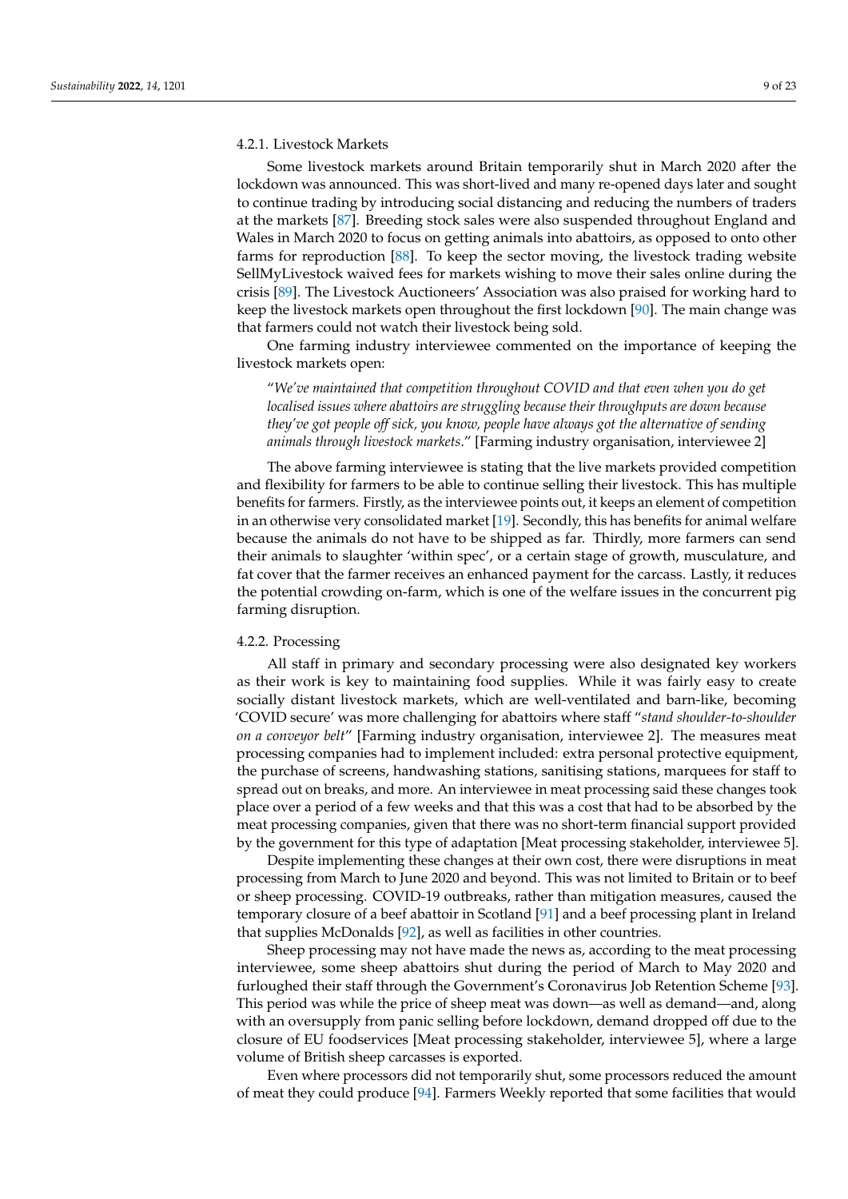#### 4.2.1. Livestock Markets

Some livestock markets around Britain temporarily shut in March 2020 after the lockdown was announced. This was short-lived and many re-opened days later and sought to continue trading by introducing social distancing and reducing the numbers of traders at the markets [87]. Breeding stock sales were also suspended throughout England and Wales in March 2020 to focus on getting animals into abattoirs, as opposed to onto other farms for reproduction [88]. To keep the sector moving, the livestock trading website SellMyLivestock waived fees for markets wishing to move their sales online during the crisis [89]. The Livestock Auctioneers' Association was also praised for working hard to keep the livestock markets open throughout the first lockdown [90]. The main change was that farmers could not watch their livestock being sold.

One farming industry interviewee commented on the importance of keeping the livestock markets open:

> "*We've maintained that competition throughout COVID and that even when you do get localised issues where abattoirs are struggling because their throughputs are down because they've got people off sick, you know, people have always got the alternative of sending animals through livestock markets*." [Farming industry organisation, interviewee 2]

The above farming interviewee is stating that the live markets provided competition and flexibility for farmers to be able to continue selling their livestock. This has multiple benefits for farmers. Firstly, as the interviewee points out, it keeps an element of competition in an otherwise very consolidated market [19]. Secondly, this has benefits for animal welfare because the animals do not have to be shipped as far. Thirdly, more farmers can send their animals to slaughter 'within spec', or a certain stage of growth, musculature, and fat cover that the farmer receives an enhanced payment for the carcass. Lastly, it reduces the potential crowding on-farm, which is one of the welfare issues in the concurrent pig farming disruption.

#### 4.2.2. Processing

All staff in primary and secondary processing were also designated key workers as their work is key to maintaining food supplies. While it was fairly easy to create socially distant livestock markets, which are well-ventilated and barn-like, becoming 'COVID secure' was more challenging for abattoirs where staff "*stand shoulder-to-shoulder on a conveyor belt*" [Farming industry organisation, interviewee 2]. The measures meat processing companies had to implement included: extra personal protective equipment, the purchase of screens, handwashing stations, sanitising stations, marquees for staff to spread out on breaks, and more. An interviewee in meat processing said these changes took place over a period of a few weeks and that this was a cost that had to be absorbed by the meat processing companies, given that there was no short-term financial support provided by the government for this type of adaptation [Meat processing stakeholder, interviewee 5].

Despite implementing these changes at their own cost, there were disruptions in meat processing from March to June 2020 and beyond. This was not limited to Britain or to beef or sheep processing. COVID-19 outbreaks, rather than mitigation measures, caused the temporary closure of a beef abattoir in Scotland [91] and a beef processing plant in Ireland that supplies McDonalds [92], as well as facilities in other countries.

Sheep processing may not have made the news as, according to the meat processing interviewee, some sheep abattoirs shut during the period of March to May 2020 and furloughed their staff through the Government's Coronavirus Job Retention Scheme [93]. This period was while the price of sheep meat was down—as well as demand—and, along with an oversupply from panic selling before lockdown, demand dropped off due to the closure of EU foodservices [Meat processing stakeholder, interviewee 5], where a large volume of British sheep carcasses is exported.

Even where processors did not temporarily shut, some processors reduced the amount of meat they could produce [94]. Farmers Weekly reported that some facilities that would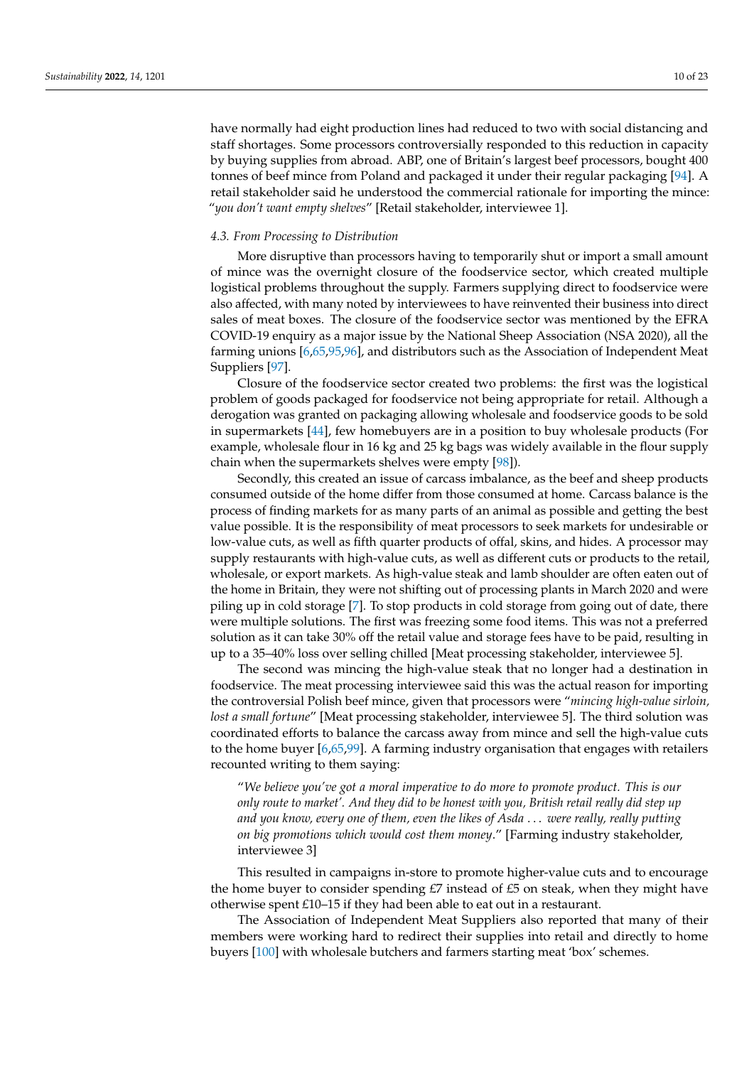have normally had eight production lines had reduced to two with social distancing and staff shortages. Some processors controversially responded to this reduction in capacity by buying supplies from abroad. ABP, one of Britain's largest beef processors, bought 400 tonnes of beef mince from Poland and packaged it under their regular packaging [94]. A retail stakeholder said he understood the commercial rationale for importing the mince: "*you don't want empty shelves*" [Retail stakeholder, interviewee 1].

### 4.3. From Processing to Distribution

More disruptive than processors having to temporarily shut or import a small amount of mince was the overnight closure of the foodservice sector, which created multiple logistical problems throughout the supply. Farmers supplying direct to foodservice were also affected, with many noted by interviewees to have reinvented their business into direct sales of meat boxes. The closure of the foodservice sector was mentioned by the EFRA COVID-19 enquiry as a major issue by the National Sheep Association (NSA 2020), all the farming unions [6,65,95,96], and distributors such as the Association of Independent Meat Suppliers [97].

Closure of the foodservice sector created two problems: the first was the logistical problem of goods packaged for foodservice not being appropriate for retail. Although a derogation was granted on packaging allowing wholesale and foodservice goods to be sold in supermarkets [44], few homebuyers are in a position to buy wholesale products (For example, wholesale flour in 16 kg and 25 kg bags was widely available in the flour supply chain when the supermarkets shelves were empty [98]).

Secondly, this created an issue of carcass imbalance, as the beef and sheep products consumed outside of the home differ from those consumed at home. Carcass balance is the process of finding markets for as many parts of an animal as possible and getting the best value possible. It is the responsibility of meat processors to seek markets for undesirable or low-value cuts, as well as fifth quarter products of offal, skins, and hides. A processor may supply restaurants with high-value cuts, as well as different cuts or products to the retail, wholesale, or export markets. As high-value steak and lamb shoulder are often eaten out of the home in Britain, they were not shifting out of processing plants in March 2020 and were piling up in cold storage [7]. To stop products in cold storage from going out of date, there were multiple solutions. The first was freezing some food items. This was not a preferred solution as it can take 30% off the retail value and storage fees have to be paid, resulting in up to a 35–40% loss over selling chilled [Meat processing stakeholder, interviewee 5].

The second was mincing the high-value steak that no longer had a destination in foodservice. The meat processing interviewee said this was the actual reason for importing the controversial Polish beef mince, given that processors were "*mincing high-value sirloin, lost a small fortune*" [Meat processing stakeholder, interviewee 5]. The third solution was coordinated efforts to balance the carcass away from mince and sell the high-value cuts to the home buyer [6,65,99]. A farming industry organisation that engages with retailers recounted writing to them saying:

> "*We believe you've got a moral imperative to do more to promote product. This is our only route to market'. And they did to be honest with you, British retail really did step up and you know, every one of them, even the likes of Asda . . . were really, really putting on big promotions which would cost them money*." [Farming industry stakeholder, interviewee 3]

This resulted in campaigns in-store to promote higher-value cuts and to encourage the home buyer to consider spending £7 instead of £5 on steak, when they might have otherwise spent £10–15 if they had been able to eat out in a restaurant.

The Association of Independent Meat Suppliers also reported that many of their members were working hard to redirect their supplies into retail and directly to home buyers [100] with wholesale butchers and farmers starting meat 'box' schemes.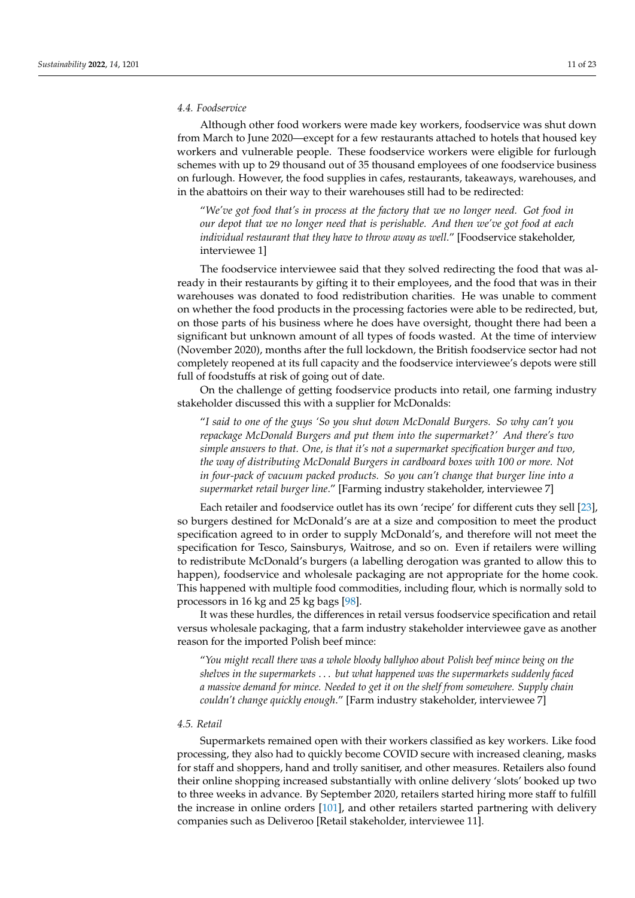### 4.4. Foodservice

Although other food workers were made key workers, foodservice was shut down from March to June 2020—except for a few restaurants attached to hotels that housed key workers and vulnerable people. These foodservice workers were eligible for furlough schemes with up to 29 thousand out of 35 thousand employees of one foodservice business on furlough. However, the food supplies in cafes, restaurants, takeaways, warehouses, and in the abattoirs on their way to their warehouses still had to be redirected:

> "*We've got food that's in process at the factory that we no longer need. Got food in our depot that we no longer need that is perishable. And then we've got food at each individual restaurant that they have to throw away as well*." [Foodservice stakeholder, interviewee 1]

The foodservice interviewee said that they solved redirecting the food that was already in their restaurants by gifting it to their employees, and the food that was in their warehouses was donated to food redistribution charities. He was unable to comment on whether the food products in the processing factories were able to be redirected, but, on those parts of his business where he does have oversight, thought there had been a significant but unknown amount of all types of foods wasted. At the time of interview (November 2020), months after the full lockdown, the British foodservice sector had not completely reopened at its full capacity and the foodservice interviewee's depots were still full of foodstuffs at risk of going out of date.

On the challenge of getting foodservice products into retail, one farming industry stakeholder discussed this with a supplier for McDonalds:

> "*I said to one of the guys 'So you shut down McDonald Burgers. So why can't you repackage McDonald Burgers and put them into the supermarket?' And there's two simple answers to that. One, is that it's not a supermarket specification burger and two, the way of distributing McDonald Burgers in cardboard boxes with 100 or more. Not in four-pack of vacuum packed products. So you can't change that burger line into a supermarket retail burger line*." [Farming industry stakeholder, interviewee 7]

Each retailer and foodservice outlet has its own 'recipe' for different cuts they sell [23], so burgers destined for McDonald's are at a size and composition to meet the product specification agreed to in order to supply McDonald's, and therefore will not meet the specification for Tesco, Sainsburys, Waitrose, and so on. Even if retailers were willing to redistribute McDonald's burgers (a labelling derogation was granted to allow this to happen), foodservice and wholesale packaging are not appropriate for the home cook. This happened with multiple food commodities, including flour, which is normally sold to processors in 16 kg and 25 kg bags [98].

It was these hurdles, the differences in retail versus foodservice specification and retail versus wholesale packaging, that a farm industry stakeholder interviewee gave as another reason for the imported Polish beef mince:

> "*You might recall there was a whole bloody ballyhoo about Polish beef mince being on the shelves in the supermarkets ... but what happened was the supermarkets suddenly faced a massive demand for mince. Needed to get it on the shelf from somewhere. Supply chain couldn't change quickly enough*." [Farm industry stakeholder, interviewee 7]

### 4.5. Retail

Supermarkets remained open with their workers classified as key workers. Like food processing, they also had to quickly become COVID secure with increased cleaning, masks for staff and shoppers, hand and trolly sanitiser, and other measures. Retailers also found their online shopping increased substantially with online delivery 'slots' booked up two to three weeks in advance. By September 2020, retailers started hiring more staff to fulfill the increase in online orders [101], and other retailers started partnering with delivery companies such as Deliveroo [Retail stakeholder, interviewee 11].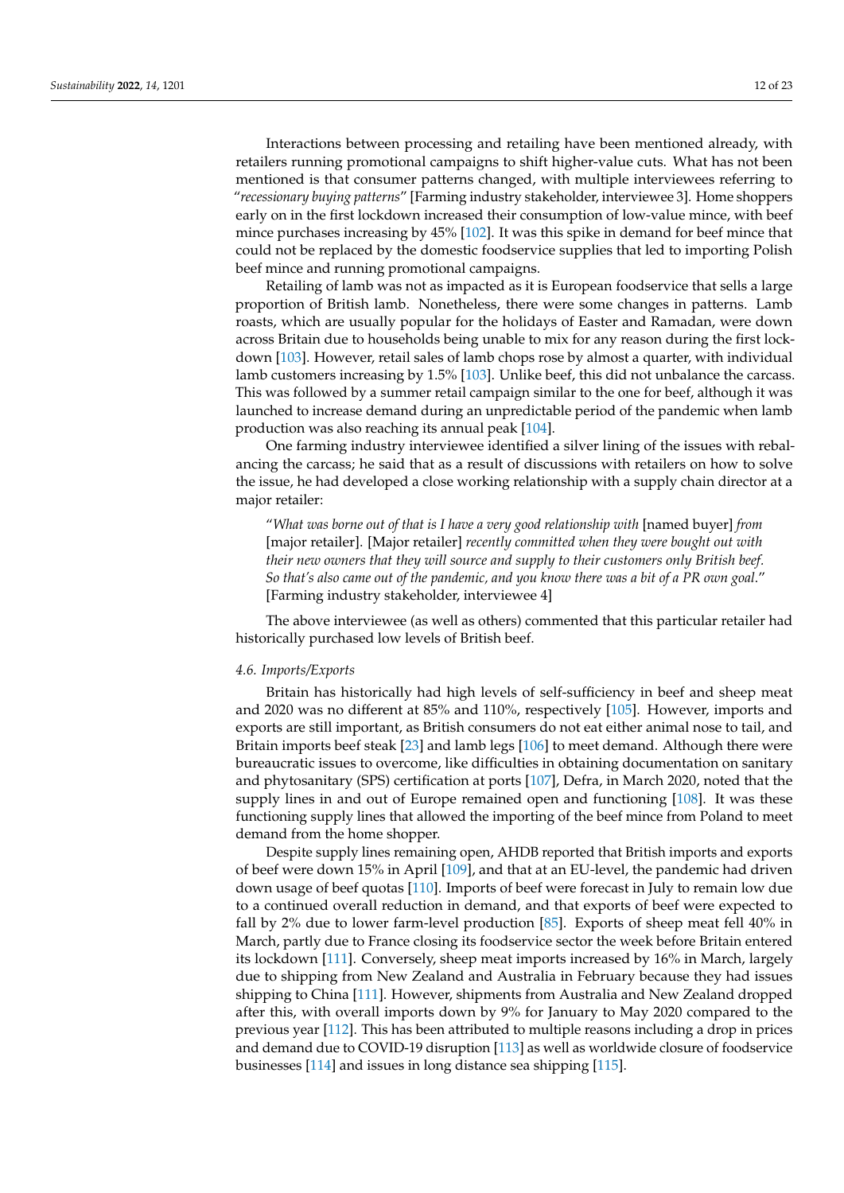Interactions between processing and retailing have been mentioned already, with retailers running promotional campaigns to shift higher-value cuts. What has not been mentioned is that consumer patterns changed, with multiple interviewees referring to "*recessionary buying patterns*" [Farming industry stakeholder, interviewee 3]. Home shoppers early on in the first lockdown increased their consumption of low-value mince, with beef mince purchases increasing by 45% [102]. It was this spike in demand for beef mince that could not be replaced by the domestic foodservice supplies that led to importing Polish beef mince and running promotional campaigns.

Retailing of lamb was not as impacted as it is European foodservice that sells a large proportion of British lamb. Nonetheless, there were some changes in patterns. Lamb roasts, which are usually popular for the holidays of Easter and Ramadan, were down across Britain due to households being unable to mix for any reason during the first lockdown [103]. However, retail sales of lamb chops rose by almost a quarter, with individual lamb customers increasing by 1.5% [103]. Unlike beef, this did not unbalance the carcass. This was followed by a summer retail campaign similar to the one for beef, although it was launched to increase demand during an unpredictable period of the pandemic when lamb production was also reaching its annual peak [104].

One farming industry interviewee identified a silver lining of the issues with rebalancing the carcass; he said that as a result of discussions with retailers on how to solve the issue, he had developed a close working relationship with a supply chain director at a major retailer:

> "*What was borne out of that is I have a very good relationship with* [named buyer] *from* [major retailer]. [Major retailer] *recently committed when they were bought out with their new owners that they will source and supply to their customers only British beef. So that's also came out of the pandemic, and you know there was a bit of a PR own goal*." [Farming industry stakeholder, interviewee 4]

The above interviewee (as well as others) commented that this particular retailer had historically purchased low levels of British beef.

### *4.6. Imports/Exports*

Britain has historically had high levels of self-sufficiency in beef and sheep meat and 2020 was no different at 85% and 110%, respectively [105]. However, imports and exports are still important, as British consumers do not eat either animal nose to tail, and Britain imports beef steak [23] and lamb legs [106] to meet demand. Although there were bureaucratic issues to overcome, like difficulties in obtaining documentation on sanitary and phytosanitary (SPS) certification at ports [107], Defra, in March 2020, noted that the supply lines in and out of Europe remained open and functioning [108]. It was these functioning supply lines that allowed the importing of the beef mince from Poland to meet demand from the home shopper.

Despite supply lines remaining open, AHDB reported that British imports and exports of beef were down 15% in April [109], and that at an EU-level, the pandemic had driven down usage of beef quotas [110]. Imports of beef were forecast in July to remain low due to a continued overall reduction in demand, and that exports of beef were expected to fall by 2% due to lower farm-level production [85]. Exports of sheep meat fell 40% in March, partly due to France closing its foodservice sector the week before Britain entered its lockdown [111]. Conversely, sheep meat imports increased by 16% in March, largely due to shipping from New Zealand and Australia in February because they had issues shipping to China [111]. However, shipments from Australia and New Zealand dropped after this, with overall imports down by 9% for January to May 2020 compared to the previous year [112]. This has been attributed to multiple reasons including a drop in prices and demand due to COVID-19 disruption [113] as well as worldwide closure of foodservice businesses [114] and issues in long distance sea shipping [115].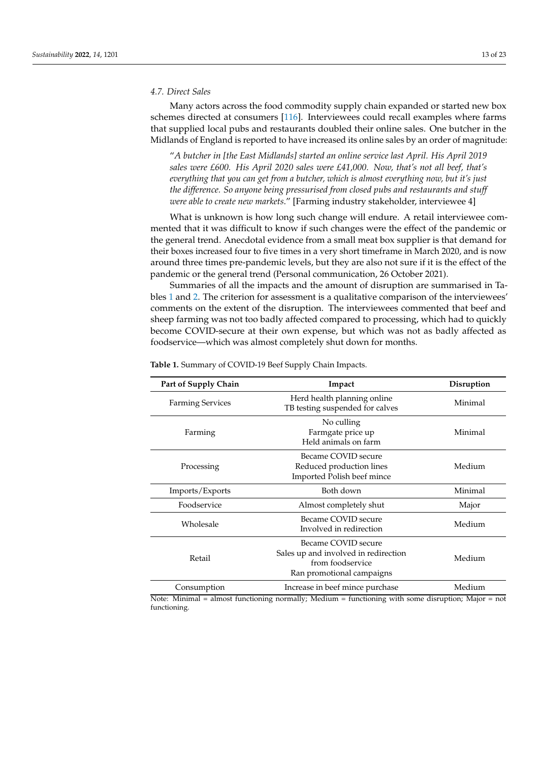### 4.7. Direct Sales

Many actors across the food commodity supply chain expanded or started new box schemes directed at consumers [116]. Interviewees could recall examples where farms that supplied local pubs and restaurants doubled their online sales. One butcher in the Midlands of England is reported to have increased its online sales by an order of magnitude:

> "*A butcher in [the East Midlands] started an online service last April. His April 2019 sales were £600. His April 2020 sales were £41,000. Now, that's not all beef, that's everything that you can get from a butcher, which is almost everything now, but it's just the difference. So anyone being pressurised from closed pubs and restaurants and stuff were able to create new markets.*" [Farming industry stakeholder, interviewee 4]

What is unknown is how long such change will endure. A retail interviewee commented that it was difficult to know if such changes were the effect of the pandemic or the general trend. Anecdotal evidence from a small meat box supplier is that demand for their boxes increased four to five times in a very short timeframe in March 2020, and is now around three times pre-pandemic levels, but they are also not sure if it is the effect of the pandemic or the general trend (Personal communication, 26 October 2021).

Summaries of all the impacts and the amount of disruption are summarised in Tables 1 and 2. The criterion for assessment is a qualitative comparison of the interviewees' comments on the extent of the disruption. The interviewees commented that beef and sheep farming was not too badly affected compared to processing, which had to quickly become COVID-secure at their own expense, but which was not as badly affected as foodservice—which was almost completely shut down for months.

**Table 1.** Summary of COVID-19 Beef Supply Chain Impacts.

| Part of Supply Chain | Impact | Disruption |
|---|---|---|
| Farming Services | Herd health planning online<br>TB testing suspended for calves | Minimal |
| Farming | No culling<br>Farmgate price up<br>Held animals on farm | Minimal |
| Processing | Became COVID secure<br>Reduced production lines<br>Imported Polish beef mince | Medium |
| Imports/Exports | Both down | Minimal |
| Foodservice | Almost completely shut | Major |
| Wholesale | Became COVID secure<br>Involved in redirection | Medium |
| Retail | Became COVID secure<br>Sales up and involved in redirection from foodservice<br>Ran promotional campaigns | Medium |
| Consumption | Increase in beef mince purchase | Medium |

Note: Minimal = almost functioning normally; Medium = functioning with some disruption; Major = not functioning.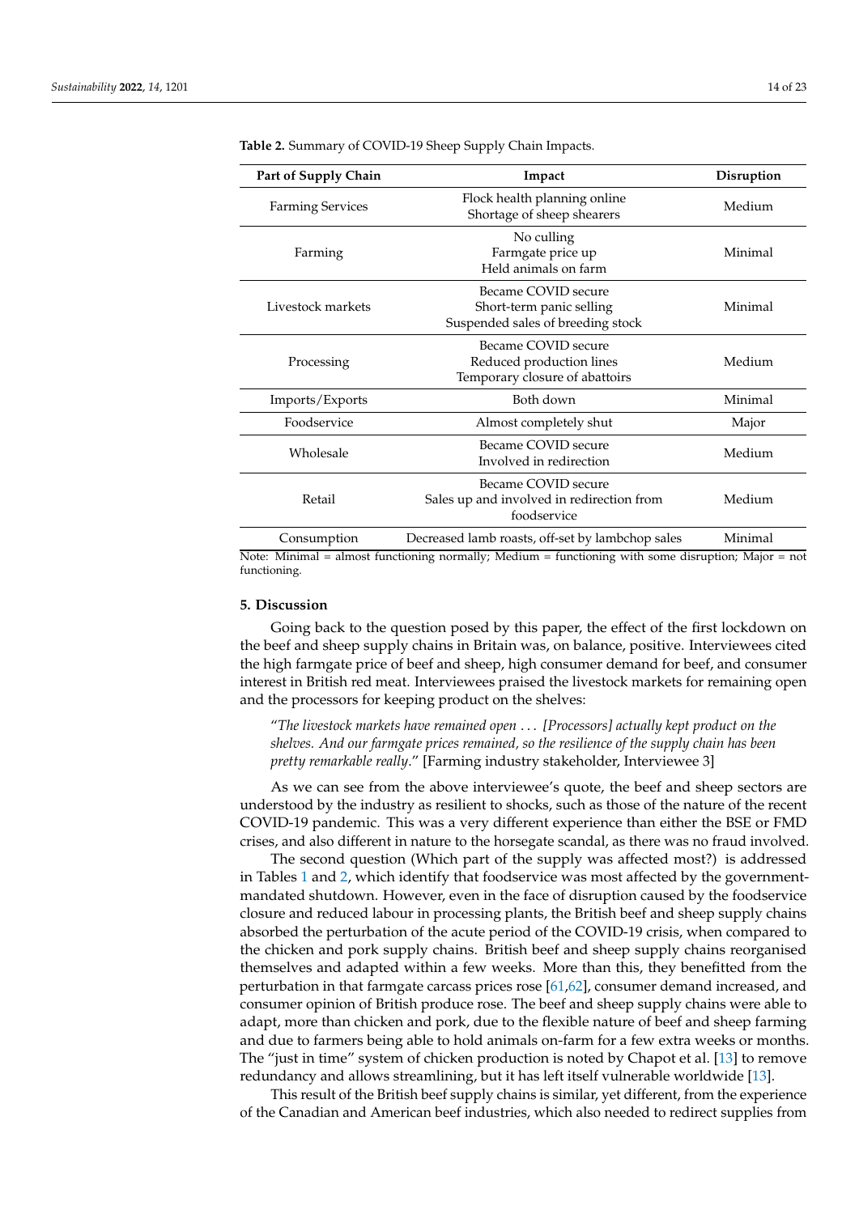**Table 2.** Summary of COVID-19 Sheep Supply Chain Impacts.

| Part of Supply Chain | Impact | Disruption |
|---|---|---|
| Farming Services | Flock health planning online<br>Shortage of sheep shearers | Medium |
| Farming | No culling<br>Farmgate price up<br>Held animals on farm | Minimal |
| Livestock markets | Became COVID secure<br>Short-term panic selling<br>Suspended sales of breeding stock | Minimal |
| Processing | Became COVID secure<br>Reduced production lines<br>Temporary closure of abattoirs | Medium |
| Imports/Exports | Both down | Minimal |
| Foodservice | Almost completely shut | Major |
| Wholesale | Became COVID secure<br>Involved in redirection | Medium |
| Retail | Became COVID secure<br>Sales up and involved in redirection from foodservice | Medium |
| Consumption | Decreased lamb roasts, off-set by lambchop sales | Minimal |

Note: Minimal = almost functioning normally; Medium = functioning with some disruption; Major = not functioning.

## 5. Discussion

Going back to the question posed by this paper, the effect of the first lockdown on the beef and sheep supply chains in Britain was, on balance, positive. Interviewees cited the high farmgate price of beef and sheep, high consumer demand for beef, and consumer interest in British red meat. Interviewees praised the livestock markets for remaining open and the processors for keeping product on the shelves:

> "*The livestock markets have remained open … [Processors] actually kept product on the shelves. And our farmgate prices remained, so the resilience of the supply chain has been pretty remarkable really*." [Farming industry stakeholder, Interviewee 3]

As we can see from the above interviewee's quote, the beef and sheep sectors are understood by the industry as resilient to shocks, such as those of the nature of the recent COVID-19 pandemic. This was a very different experience than either the BSE or FMD crises, and also different in nature to the horsegate scandal, as there was no fraud involved.

The second question (Which part of the supply was affected most?) is addressed in Tables 1 and 2, which identify that foodservice was most affected by the government-mandated shutdown. However, even in the face of disruption caused by the foodservice closure and reduced labour in processing plants, the British beef and sheep supply chains absorbed the perturbation of the acute period of the COVID-19 crisis, when compared to the chicken and pork supply chains. British beef and sheep supply chains reorganised themselves and adapted within a few weeks. More than this, they benefitted from the perturbation in that farmgate carcass prices rose [61,62], consumer demand increased, and consumer opinion of British produce rose. The beef and sheep supply chains were able to adapt, more than chicken and pork, due to the flexible nature of beef and sheep farming and due to farmers being able to hold animals on-farm for a few extra weeks or months. The "just in time" system of chicken production is noted by Chapot et al. [13] to remove redundancy and allows streamlining, but it has left itself vulnerable worldwide [13].

This result of the British beef supply chains is similar, yet different, from the experience of the Canadian and American beef industries, which also needed to redirect supplies from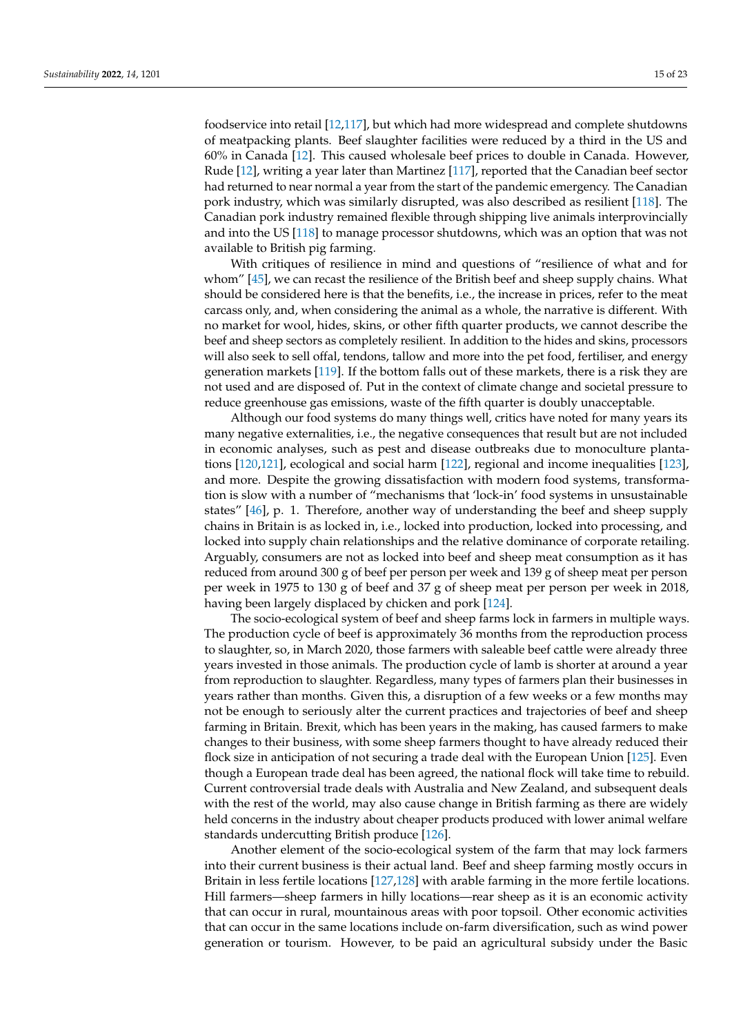foodservice into retail [12,117], but which had more widespread and complete shutdowns of meatpacking plants. Beef slaughter facilities were reduced by a third in the US and 60% in Canada [12]. This caused wholesale beef prices to double in Canada. However, Rude [12], writing a year later than Martinez [117], reported that the Canadian beef sector had returned to near normal a year from the start of the pandemic emergency. The Canadian pork industry, which was similarly disrupted, was also described as resilient [118]. The Canadian pork industry remained flexible through shipping live animals interprovincially and into the US [118] to manage processor shutdowns, which was an option that was not available to British pig farming.

With critiques of resilience in mind and questions of "resilience of what and for whom" [45], we can recast the resilience of the British beef and sheep supply chains. What should be considered here is that the benefits, i.e., the increase in prices, refer to the meat carcass only, and, when considering the animal as a whole, the narrative is different. With no market for wool, hides, skins, or other fifth quarter products, we cannot describe the beef and sheep sectors as completely resilient. In addition to the hides and skins, processors will also seek to sell offal, tendons, tallow and more into the pet food, fertiliser, and energy generation markets [119]. If the bottom falls out of these markets, there is a risk they are not used and are disposed of. Put in the context of climate change and societal pressure to reduce greenhouse gas emissions, waste of the fifth quarter is doubly unacceptable.

Although our food systems do many things well, critics have noted for many years its many negative externalities, i.e., the negative consequences that result but are not included in economic analyses, such as pest and disease outbreaks due to monoculture plantations [120,121], ecological and social harm [122], regional and income inequalities [123], and more. Despite the growing dissatisfaction with modern food systems, transformation is slow with a number of "mechanisms that 'lock-in' food systems in unsustainable states" [46], p. 1. Therefore, another way of understanding the beef and sheep supply chains in Britain is as locked in, i.e., locked into production, locked into processing, and locked into supply chain relationships and the relative dominance of corporate retailing. Arguably, consumers are not as locked into beef and sheep meat consumption as it has reduced from around 300 g of beef per person per week and 139 g of sheep meat per person per week in 1975 to 130 g of beef and 37 g of sheep meat per person per week in 2018, having been largely displaced by chicken and pork [124].

The socio-ecological system of beef and sheep farms lock in farmers in multiple ways. The production cycle of beef is approximately 36 months from the reproduction process to slaughter, so, in March 2020, those farmers with saleable beef cattle were already three years invested in those animals. The production cycle of lamb is shorter at around a year from reproduction to slaughter. Regardless, many types of farmers plan their businesses in years rather than months. Given this, a disruption of a few weeks or a few months may not be enough to seriously alter the current practices and trajectories of beef and sheep farming in Britain. Brexit, which has been years in the making, has caused farmers to make changes to their business, with some sheep farmers thought to have already reduced their flock size in anticipation of not securing a trade deal with the European Union [125]. Even though a European trade deal has been agreed, the national flock will take time to rebuild. Current controversial trade deals with Australia and New Zealand, and subsequent deals with the rest of the world, may also cause change in British farming as there are widely held concerns in the industry about cheaper products produced with lower animal welfare standards undercutting British produce [126].

Another element of the socio-ecological system of the farm that may lock farmers into their current business is their actual land. Beef and sheep farming mostly occurs in Britain in less fertile locations [127,128] with arable farming in the more fertile locations. Hill farmers—sheep farmers in hilly locations—rear sheep as it is an economic activity that can occur in rural, mountainous areas with poor topsoil. Other economic activities that can occur in the same locations include on-farm diversification, such as wind power generation or tourism. However, to be paid an agricultural subsidy under the Basic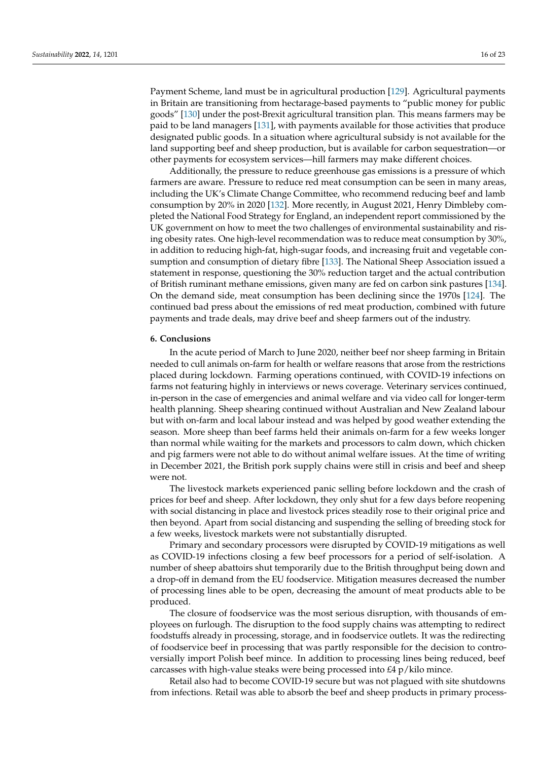Payment Scheme, land must be in agricultural production [129]. Agricultural payments in Britain are transitioning from hectarage-based payments to "public money for public goods" [130] under the post-Brexit agricultural transition plan. This means farmers may be paid to be land managers [131], with payments available for those activities that produce designated public goods. In a situation where agricultural subsidy is not available for the land supporting beef and sheep production, but is available for carbon sequestration—or other payments for ecosystem services—hill farmers may make different choices.

Additionally, the pressure to reduce greenhouse gas emissions is a pressure of which farmers are aware. Pressure to reduce red meat consumption can be seen in many areas, including the UK's Climate Change Committee, who recommend reducing beef and lamb consumption by 20% in 2020 [132]. More recently, in August 2021, Henry Dimbleby completed the National Food Strategy for England, an independent report commissioned by the UK government on how to meet the two challenges of environmental sustainability and rising obesity rates. One high-level recommendation was to reduce meat consumption by 30%, in addition to reducing high-fat, high-sugar foods, and increasing fruit and vegetable consumption and consumption of dietary fibre [133]. The National Sheep Association issued a statement in response, questioning the 30% reduction target and the actual contribution of British ruminant methane emissions, given many are fed on carbon sink pastures [134]. On the demand side, meat consumption has been declining since the 1970s [124]. The continued bad press about the emissions of red meat production, combined with future payments and trade deals, may drive beef and sheep farmers out of the industry.

## 6. Conclusions

In the acute period of March to June 2020, neither beef nor sheep farming in Britain needed to cull animals on-farm for health or welfare reasons that arose from the restrictions placed during lockdown. Farming operations continued, with COVID-19 infections on farms not featuring highly in interviews or news coverage. Veterinary services continued, in-person in the case of emergencies and animal welfare and via video call for longer-term health planning. Sheep shearing continued without Australian and New Zealand labour but with on-farm and local labour instead and was helped by good weather extending the season. More sheep than beef farms held their animals on-farm for a few weeks longer than normal while waiting for the markets and processors to calm down, which chicken and pig farmers were not able to do without animal welfare issues. At the time of writing in December 2021, the British pork supply chains were still in crisis and beef and sheep were not.

The livestock markets experienced panic selling before lockdown and the crash of prices for beef and sheep. After lockdown, they only shut for a few days before reopening with social distancing in place and livestock prices steadily rose to their original price and then beyond. Apart from social distancing and suspending the selling of breeding stock for a few weeks, livestock markets were not substantially disrupted.

Primary and secondary processors were disrupted by COVID-19 mitigations as well as COVID-19 infections closing a few beef processors for a period of self-isolation. A number of sheep abattoirs shut temporarily due to the British throughput being down and a drop-off in demand from the EU foodservice. Mitigation measures decreased the number of processing lines able to be open, decreasing the amount of meat products able to be produced.

The closure of foodservice was the most serious disruption, with thousands of employees on furlough. The disruption to the food supply chains was attempting to redirect foodstuffs already in processing, storage, and in foodservice outlets. It was the redirecting of foodservice beef in processing that was partly responsible for the decision to controversially import Polish beef mince. In addition to processing lines being reduced, beef carcasses with high-value steaks were being processed into £4 p/kilo mince.

Retail also had to become COVID-19 secure but was not plagued with site shutdowns from infections. Retail was able to absorb the beef and sheep products in primary process-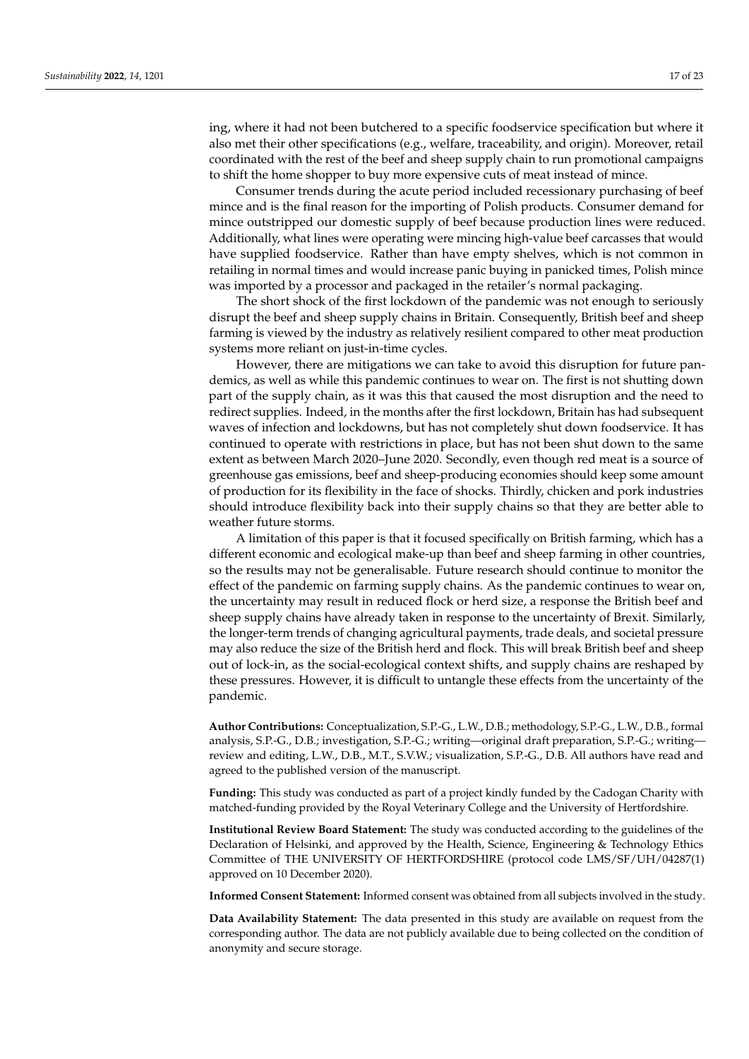ing, where it had not been butchered to a specific foodservice specification but where it also met their other specifications (e.g., welfare, traceability, and origin). Moreover, retail coordinated with the rest of the beef and sheep supply chain to run promotional campaigns to shift the home shopper to buy more expensive cuts of meat instead of mince.

Consumer trends during the acute period included recessionary purchasing of beef mince and is the final reason for the importing of Polish products. Consumer demand for mince outstripped our domestic supply of beef because production lines were reduced. Additionally, what lines were operating were mincing high-value beef carcasses that would have supplied foodservice. Rather than have empty shelves, which is not common in retailing in normal times and would increase panic buying in panicked times, Polish mince was imported by a processor and packaged in the retailer's normal packaging.

The short shock of the first lockdown of the pandemic was not enough to seriously disrupt the beef and sheep supply chains in Britain. Consequently, British beef and sheep farming is viewed by the industry as relatively resilient compared to other meat production systems more reliant on just-in-time cycles.

However, there are mitigations we can take to avoid this disruption for future pandemics, as well as while this pandemic continues to wear on. The first is not shutting down part of the supply chain, as it was this that caused the most disruption and the need to redirect supplies. Indeed, in the months after the first lockdown, Britain has had subsequent waves of infection and lockdowns, but has not completely shut down foodservice. It has continued to operate with restrictions in place, but has not been shut down to the same extent as between March 2020–June 2020. Secondly, even though red meat is a source of greenhouse gas emissions, beef and sheep-producing economies should keep some amount of production for its flexibility in the face of shocks. Thirdly, chicken and pork industries should introduce flexibility back into their supply chains so that they are better able to weather future storms.

A limitation of this paper is that it focused specifically on British farming, which has a different economic and ecological make-up than beef and sheep farming in other countries, so the results may not be generalisable. Future research should continue to monitor the effect of the pandemic on farming supply chains. As the pandemic continues to wear on, the uncertainty may result in reduced flock or herd size, a response the British beef and sheep supply chains have already taken in response to the uncertainty of Brexit. Similarly, the longer-term trends of changing agricultural payments, trade deals, and societal pressure may also reduce the size of the British herd and flock. This will break British beef and sheep out of lock-in, as the social-ecological context shifts, and supply chains are reshaped by these pressures. However, it is difficult to untangle these effects from the uncertainty of the pandemic.

**Author Contributions:** Conceptualization, S.P.-G., L.W., D.B.; methodology, S.P.-G., L.W., D.B., formal analysis, S.P.-G., D.B.; investigation, S.P.-G.; writing—original draft preparation, S.P.-G.; writing—review and editing, L.W., D.B., M.T., S.V.W.; visualization, S.P.-G., D.B. All authors have read and agreed to the published version of the manuscript.

**Funding:** This study was conducted as part of a project kindly funded by the Cadogan Charity with matched-funding provided by the Royal Veterinary College and the University of Hertfordshire.

**Institutional Review Board Statement:** The study was conducted according to the guidelines of the Declaration of Helsinki, and approved by the Health, Science, Engineering & Technology Ethics Committee of THE UNIVERSITY OF HERTFORDSHIRE (protocol code LMS/SF/UH/04287(1) approved on 10 December 2020).

**Informed Consent Statement:** Informed consent was obtained from all subjects involved in the study.

**Data Availability Statement:** The data presented in this study are available on request from the corresponding author. The data are not publicly available due to being collected on the condition of anonymity and secure storage.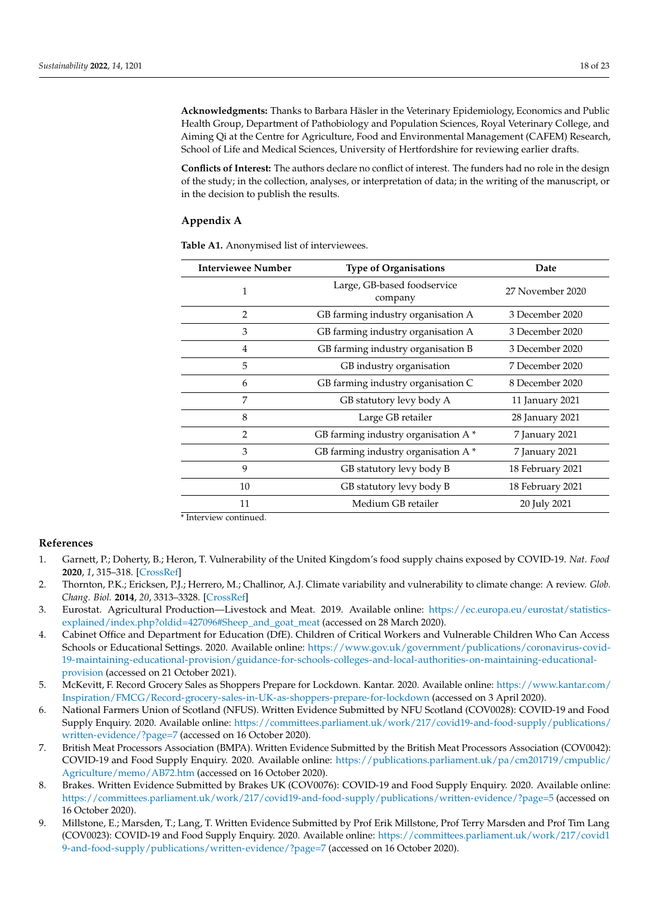**Acknowledgments:** Thanks to Barbara Häsler in the Veterinary Epidemiology, Economics and Public Health Group, Department of Pathobiology and Population Sciences, Royal Veterinary College, and Aiming Qi at the Centre for Agriculture, Food and Environmental Management (CAFEM) Research, School of Life and Medical Sciences, University of Hertfordshire for reviewing earlier drafts.

**Conflicts of Interest:** The authors declare no conflict of interest. The funders had no role in the design of the study; in the collection, analyses, or interpretation of data; in the writing of the manuscript, or in the decision to publish the results.

## Appendix A

**Table A1.** Anonymised list of interviewees.

| Interviewee Number | Type of Organisations | Date |
|---|---|---|
| 1 | Large, GB-based foodservice company | 27 November 2020 |
| 2 | GB farming industry organisation A | 3 December 2020 |
| 3 | GB farming industry organisation A | 3 December 2020 |
| 4 | GB farming industry organisation B | 3 December 2020 |
| 5 | GB industry organisation | 7 December 2020 |
| 6 | GB farming industry organisation C | 8 December 2020 |
| 7 | GB statutory levy body A | 11 January 2021 |
| 8 | Large GB retailer | 28 January 2021 |
| 2 | GB farming industry organisation A * | 7 January 2021 |
| 3 | GB farming industry organisation A * | 7 January 2021 |
| 9 | GB statutory levy body B | 18 February 2021 |
| 10 | GB statutory levy body B | 18 February 2021 |
| 11 | Medium GB retailer | 20 July 2021 |

* Interview continued.

## References

1. Garnett, P.; Doherty, B.; Heron, T. Vulnerability of the United Kingdom's food supply chains exposed by COVID-19. *Nat. Food* **2020**, *1*, 315–318. [CrossRef]
2. Thornton, P.K.; Ericksen, P.J.; Herrero, M.; Challinor, A.J. Climate variability and vulnerability to climate change: A review. *Glob. Chang. Biol.* **2014**, *20*, 3313–3328. [CrossRef]
3. Eurostat. Agricultural Production—Livestock and Meat. 2019. Available online: https://ec.europa.eu/eurostat/statistics-explained/index.php?oldid=427096#Sheep_and_goat_meat (accessed on 28 March 2020).
4. Cabinet Office and Department for Education (DfE). Children of Critical Workers and Vulnerable Children Who Can Access Schools or Educational Settings. 2020. Available online: https://www.gov.uk/government/publications/coronavirus-covid-19-maintaining-educational-provision/guidance-for-schools-colleges-and-local-authorities-on-maintaining-educational-provision (accessed on 21 October 2021).
5. McKevitt, F. Record Grocery Sales as Shoppers Prepare for Lockdown. Kantar. 2020. Available online: https://www.kantar.com/Inspiration/FMCG/Record-grocery-sales-in-UK-as-shoppers-prepare-for-lockdown (accessed on 3 April 2020).
6. National Farmers Union of Scotland (NFUS). Written Evidence Submitted by NFU Scotland (COV0028): COVID-19 and Food Supply Enquiry. 2020. Available online: https://committees.parliament.uk/work/217/covid19-and-food-supply/publications/written-evidence/?page=7 (accessed on 16 October 2020).
7. British Meat Processors Association (BMPA). Written Evidence Submitted by the British Meat Processors Association (COV0042): COVID-19 and Food Supply Enquiry. 2020. Available online: https://publications.parliament.uk/pa/cm201719/cmpublic/Agriculture/memo/AB72.htm (accessed on 16 October 2020).
8. Brakes. Written Evidence Submitted by Brakes UK (COV0076): COVID-19 and Food Supply Enquiry. 2020. Available online: https://committees.parliament.uk/work/217/covid19-and-food-supply/publications/written-evidence/?page=5 (accessed on 16 October 2020).
9. Millstone, E.; Marsden, T.; Lang, T. Written Evidence Submitted by Prof Erik Millstone, Prof Terry Marsden and Prof Tim Lang (COV0023): COVID-19 and Food Supply Enquiry. 2020. Available online: https://committees.parliament.uk/work/217/covid19-and-food-supply/publications/written-evidence/?page=7 (accessed on 16 October 2020).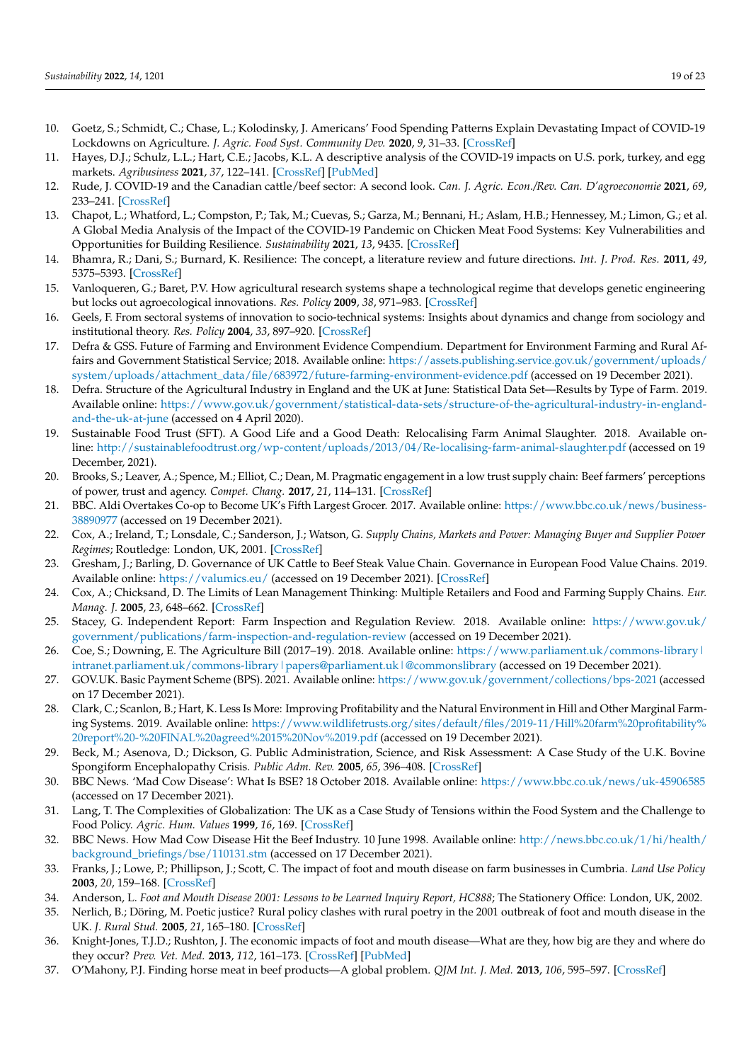10. Goetz, S.; Schmidt, C.; Chase, L.; Kolodinsky, J. Americans' Food Spending Patterns Explain Devastating Impact of COVID-19 Lockdowns on Agriculture. *J. Agric. Food Syst. Community Dev.* **2020**, *9*, 31–33. [CrossRef]
11. Hayes, D.J.; Schulz, L.L.; Hart, C.E.; Jacobs, K.L. A descriptive analysis of the COVID-19 impacts on U.S. pork, turkey, and egg markets. *Agribusiness* **2021**, *37*, 122–141. [CrossRef] [PubMed]
12. Rude, J. COVID-19 and the Canadian cattle/beef sector: A second look. *Can. J. Agric. Econ./Rev. Can. D'agroeconomie* **2021**, *69*, 233–241. [CrossRef]
13. Chapot, L.; Whatford, L.; Compston, P.; Tak, M.; Cuevas, S.; Garza, M.; Bennani, H.; Aslam, H.B.; Hennessey, M.; Limon, G.; et al. A Global Media Analysis of the Impact of the COVID-19 Pandemic on Chicken Meat Food Systems: Key Vulnerabilities and Opportunities for Building Resilience. *Sustainability* **2021**, *13*, 9435. [CrossRef]
14. Bhamra, R.; Dani, S.; Burnard, K. Resilience: The concept, a literature review and future directions. *Int. J. Prod. Res.* **2011**, *49*, 5375–5393. [CrossRef]
15. Vanloqueren, G.; Baret, P.V. How agricultural research systems shape a technological regime that develops genetic engineering but locks out agroecological innovations. *Res. Policy* **2009**, *38*, 971–983. [CrossRef]
16. Geels, F. From sectoral systems of innovation to socio-technical systems: Insights about dynamics and change from sociology and institutional theory. *Res. Policy* **2004**, *33*, 897–920. [CrossRef]
17. Defra & GSS. Future of Farming and Environment Evidence Compendium. Department for Environment Farming and Rural Affairs and Government Statistical Service; 2018. Available online: https://assets.publishing.service.gov.uk/government/uploads/system/uploads/attachment_data/file/683972/future-farming-environment-evidence.pdf (accessed on 19 December 2021).
18. Defra. Structure of the Agricultural Industry in England and the UK at June: Statistical Data Set—Results by Type of Farm. 2019. Available online: https://www.gov.uk/government/statistical-data-sets/structure-of-the-agricultural-industry-in-england-and-the-uk-at-june (accessed on 4 April 2020).
19. Sustainable Food Trust (SFT). A Good Life and a Good Death: Relocalising Farm Animal Slaughter. 2018. Available online: http://sustainablefoodtrust.org/wp-content/uploads/2013/04/Re-localising-farm-animal-slaughter.pdf (accessed on 19 December, 2021).
20. Brooks, S.; Leaver, A.; Spence, M.; Elliot, C.; Dean, M. Pragmatic engagement in a low trust supply chain: Beef farmers' perceptions of power, trust and agency. *Compet. Chang.* **2017**, *21*, 114–131. [CrossRef]
21. BBC. Aldi Overtakes Co-op to Become UK's Fifth Largest Grocer. 2017. Available online: https://www.bbc.co.uk/news/business-38890977 (accessed on 19 December 2021).
22. Cox, A.; Ireland, T.; Lonsdale, C.; Sanderson, J.; Watson, G. *Supply Chains, Markets and Power: Managing Buyer and Supplier Power Regimes*; Routledge: London, UK, 2001. [CrossRef]
23. Gresham, J.; Barling, D. Governance of UK Cattle to Beef Steak Value Chain. Governance in European Food Value Chains. 2019. Available online: https://valumics.eu/ (accessed on 19 December 2021). [CrossRef]
24. Cox, A.; Chicksand, D. The Limits of Lean Management Thinking: Multiple Retailers and Food and Farming Supply Chains. *Eur. Manag. J.* **2005**, *23*, 648–662. [CrossRef]
25. Stacey, G. Independent Report: Farm Inspection and Regulation Review. 2018. Available online: https://www.gov.uk/government/publications/farm-inspection-and-regulation-review (accessed on 19 December 2021).
26. Coe, S.; Downing, E. The Agriculture Bill (2017–19). 2018. Available online: https://www.parliament.uk/commons-library | intranet.parliament.uk/commons-library | papers@parliament.uk | @commonslibrary (accessed on 19 December 2021).
27. GOV.UK. Basic Payment Scheme (BPS). 2021. Available online: https://www.gov.uk/government/collections/bps-2021 (accessed on 17 December 2021).
28. Clark, C.; Scanlon, B.; Hart, K. Less Is More: Improving Profitability and the Natural Environment in Hill and Other Marginal Farming Systems. 2019. Available online: https://www.wildlifetrusts.org/sites/default/files/2019-11/Hill%20farm%20profitability%20report%20-%20FINAL%20agreed%2015%20Nov%2019.pdf (accessed on 19 December 2021).
29. Beck, M.; Asenova, D.; Dickson, G. Public Administration, Science, and Risk Assessment: A Case Study of the U.K. Bovine Spongiform Encephalopathy Crisis. *Public Adm. Rev.* **2005**, *65*, 396–408. [CrossRef]
30. BBC News. 'Mad Cow Disease': What Is BSE? 18 October 2018. Available online: https://www.bbc.co.uk/news/uk-45906585 (accessed on 17 December 2021).
31. Lang, T. The Complexities of Globalization: The UK as a Case Study of Tensions within the Food System and the Challenge to Food Policy. *Agric. Hum. Values* **1999**, *16*, 169. [CrossRef]
32. BBC News. How Mad Cow Disease Hit the Beef Industry. 10 June 1998. Available online: http://news.bbc.co.uk/1/hi/health/background_briefings/bse/110131.stm (accessed on 17 December 2021).
33. Franks, J.; Lowe, P.; Phillipson, J.; Scott, C. The impact of foot and mouth disease on farm businesses in Cumbria. *Land Use Policy* **2003**, *20*, 159–168. [CrossRef]
34. Anderson, L. *Foot and Mouth Disease 2001: Lessons to be Learned Inquiry Report, HC888*; The Stationery Office: London, UK, 2002.
35. Nerlich, B.; Döring, M. Poetic justice? Rural policy clashes with rural poetry in the 2001 outbreak of foot and mouth disease in the UK. *J. Rural Stud.* **2005**, *21*, 165–180. [CrossRef]
36. Knight-Jones, T.J.D.; Rushton, J. The economic impacts of foot and mouth disease—What are they, how big are they and where do they occur? *Prev. Vet. Med.* **2013**, *112*, 161–173. [CrossRef] [PubMed]
37. O'Mahony, P.J. Finding horse meat in beef products—A global problem. *QJM Int. J. Med.* **2013**, *106*, 595–597. [CrossRef]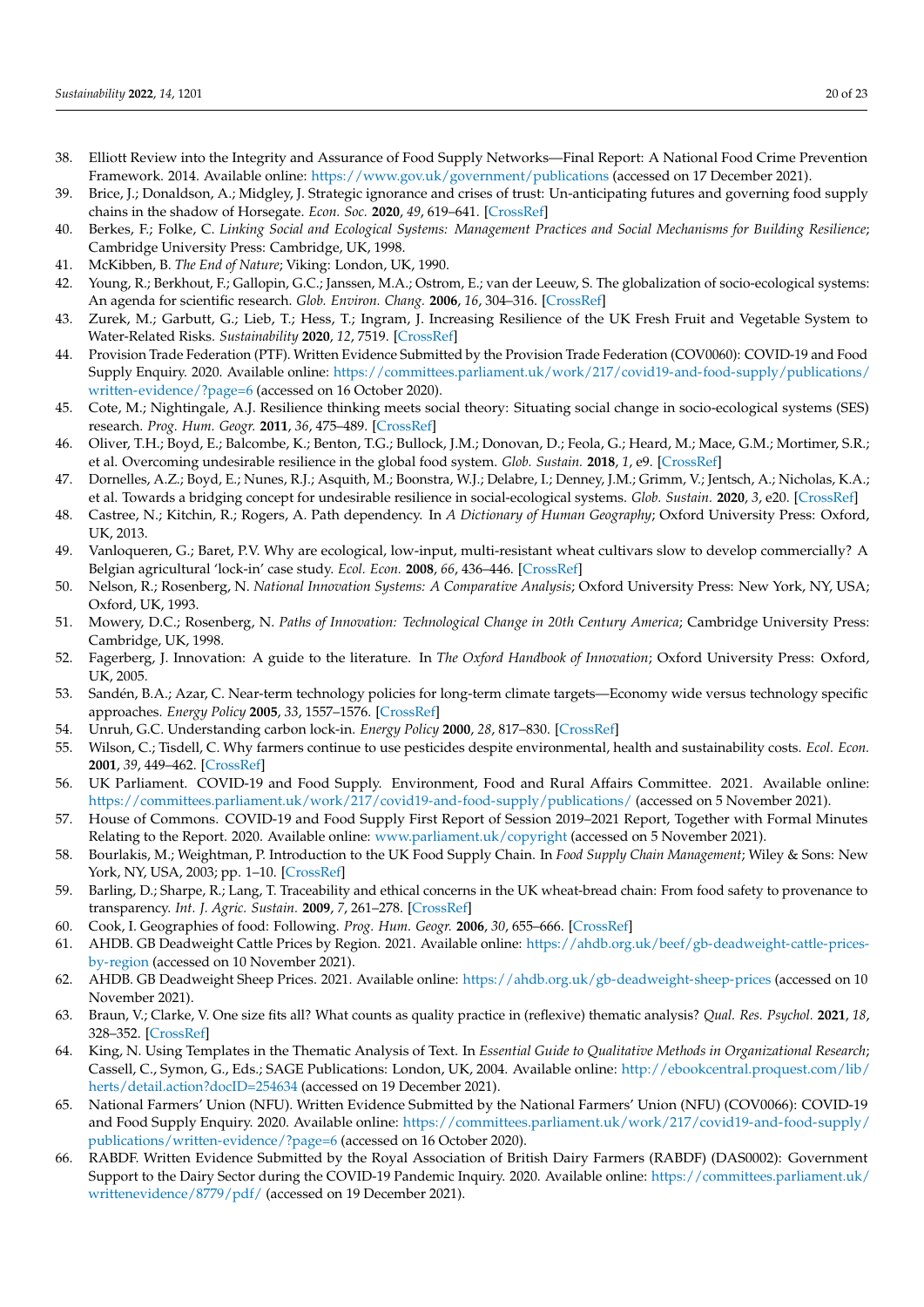38. Elliott Review into the Integrity and Assurance of Food Supply Networks—Final Report: A National Food Crime Prevention Framework. 2014. Available online: https://www.gov.uk/government/publications (accessed on 17 December 2021).
39. Brice, J.; Donaldson, A.; Midgley, J. Strategic ignorance and crises of trust: Un-anticipating futures and governing food supply chains in the shadow of Horsegate. *Econ. Soc.* **2020**, *49*, 619–641. [CrossRef]
40. Berkes, F.; Folke, C. *Linking Social and Ecological Systems: Management Practices and Social Mechanisms for Building Resilience*; Cambridge University Press: Cambridge, UK, 1998.
41. McKibben, B. *The End of Nature*; Viking: London, UK, 1990.
42. Young, R.; Berkhout, F.; Gallopin, G.C.; Janssen, M.A.; Ostrom, E.; van der Leeuw, S. The globalization of socio-ecological systems: An agenda for scientific research. *Glob. Environ. Chang.* **2006**, *16*, 304–316. [CrossRef]
43. Zurek, M.; Garbutt, G.; Lieb, T.; Hess, T.; Ingram, J. Increasing Resilience of the UK Fresh Fruit and Vegetable System to Water-Related Risks. *Sustainability* **2020**, *12*, 7519. [CrossRef]
44. Provision Trade Federation (PTF). Written Evidence Submitted by the Provision Trade Federation (COV0060): COVID-19 and Food Supply Enquiry. 2020. Available online: https://committees.parliament.uk/work/217/covid19-and-food-supply/publications/written-evidence/?page=6 (accessed on 16 October 2020).
45. Cote, M.; Nightingale, A.J. Resilience thinking meets social theory: Situating social change in socio-ecological systems (SES) research. *Prog. Hum. Geogr.* **2011**, *36*, 475–489. [CrossRef]
46. Oliver, T.H.; Boyd, E.; Balcombe, K.; Benton, T.G.; Bullock, J.M.; Donovan, D.; Feola, G.; Heard, M.; Mace, G.M.; Mortimer, S.R.; et al. Overcoming undesirable resilience in the global food system. *Glob. Sustain.* **2018**, *1*, e9. [CrossRef]
47. Dornelles, A.Z.; Boyd, E.; Nunes, R.J.; Asquith, M.; Boonstra, W.J.; Delabre, I.; Denney, J.M.; Grimm, V.; Jentsch, A.; Nicholas, K.A.; et al. Towards a bridging concept for undesirable resilience in social-ecological systems. *Glob. Sustain.* **2020**, *3*, e20. [CrossRef]
48. Castree, N.; Kitchin, R.; Rogers, A. Path dependency. In *A Dictionary of Human Geography*; Oxford University Press: Oxford, UK, 2013.
49. Vanloqueren, G.; Baret, P.V. Why are ecological, low-input, multi-resistant wheat cultivars slow to develop commercially? A Belgian agricultural 'lock-in' case study. *Ecol. Econ.* **2008**, *66*, 436–446. [CrossRef]
50. Nelson, R.; Rosenberg, N. *National Innovation Systems: A Comparative Analysis*; Oxford University Press: New York, NY, USA; Oxford, UK, 1993.
51. Mowery, D.C.; Rosenberg, N. *Paths of Innovation: Technological Change in 20th Century America*; Cambridge University Press: Cambridge, UK, 1998.
52. Fagerberg, J. Innovation: A guide to the literature. In *The Oxford Handbook of Innovation*; Oxford University Press: Oxford, UK, 2005.
53. Sandén, B.A.; Azar, C. Near-term technology policies for long-term climate targets—Economy wide versus technology specific approaches. *Energy Policy* **2005**, *33*, 1557–1576. [CrossRef]
54. Unruh, G.C. Understanding carbon lock-in. *Energy Policy* **2000**, *28*, 817–830. [CrossRef]
55. Wilson, C.; Tisdell, C. Why farmers continue to use pesticides despite environmental, health and sustainability costs. *Ecol. Econ.* **2001**, *39*, 449–462. [CrossRef]
56. UK Parliament. COVID-19 and Food Supply. Environment, Food and Rural Affairs Committee. 2021. Available online: https://committees.parliament.uk/work/217/covid19-and-food-supply/publications/ (accessed on 5 November 2021).
57. House of Commons. COVID-19 and Food Supply First Report of Session 2019–2021 Report, Together with Formal Minutes Relating to the Report. 2020. Available online: www.parliament.uk/copyright (accessed on 5 November 2021).
58. Bourlakis, M.; Weightman, P. Introduction to the UK Food Supply Chain. In *Food Supply Chain Management*; Wiley & Sons: New York, NY, USA, 2003; pp. 1–10. [CrossRef]
59. Barling, D.; Sharpe, R.; Lang, T. Traceability and ethical concerns in the UK wheat-bread chain: From food safety to provenance to transparency. *Int. J. Agric. Sustain.* **2009**, *7*, 261–278. [CrossRef]
60. Cook, I. Geographies of food: Following. *Prog. Hum. Geogr.* **2006**, *30*, 655–666. [CrossRef]
61. AHDB. GB Deadweight Cattle Prices by Region. 2021. Available online: https://ahdb.org.uk/beef/gb-deadweight-cattle-prices-by-region (accessed on 10 November 2021).
62. AHDB. GB Deadweight Sheep Prices. 2021. Available online: https://ahdb.org.uk/gb-deadweight-sheep-prices (accessed on 10 November 2021).
63. Braun, V.; Clarke, V. One size fits all? What counts as quality practice in (reflexive) thematic analysis? *Qual. Res. Psychol.* **2021**, *18*, 328–352. [CrossRef]
64. King, N. Using Templates in the Thematic Analysis of Text. In *Essential Guide to Qualitative Methods in Organizational Research*; Cassell, C., Symon, G., Eds.; SAGE Publications: London, UK, 2004. Available online: http://ebookcentral.proquest.com/lib/herts/detail.action?docID=254634 (accessed on 19 December 2021).
65. National Farmers' Union (NFU). Written Evidence Submitted by the National Farmers' Union (NFU) (COV0066): COVID-19 and Food Supply Enquiry. 2020. Available online: https://committees.parliament.uk/work/217/covid19-and-food-supply/publications/written-evidence/?page=6 (accessed on 16 October 2020).
66. RABDF. Written Evidence Submitted by the Royal Association of British Dairy Farmers (RABDF) (DAS0002): Government Support to the Dairy Sector during the COVID-19 Pandemic Inquiry. 2020. Available online: https://committees.parliament.uk/writtenevidence/8779/pdf/ (accessed on 19 December 2021).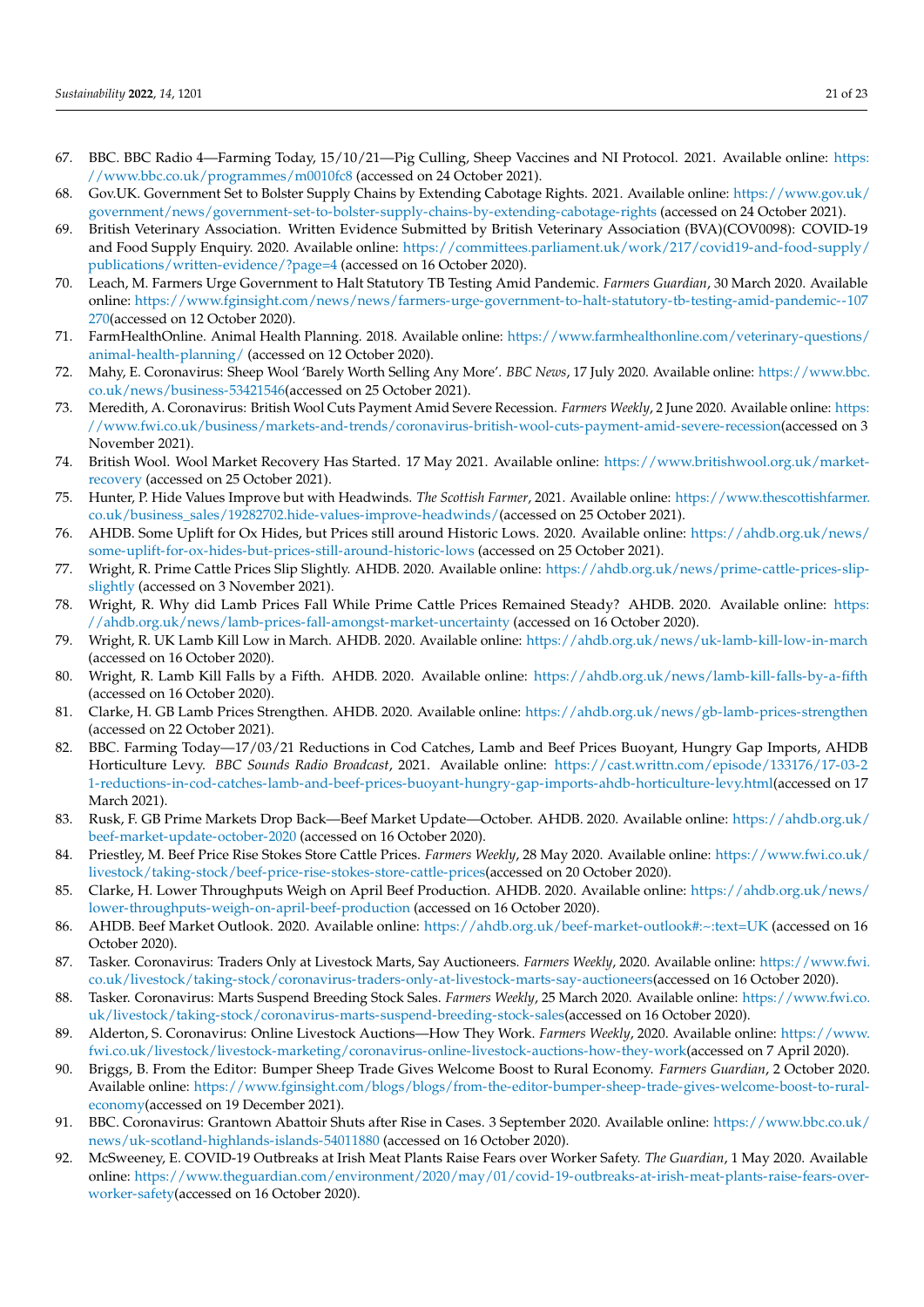67. BBC. BBC Radio 4—Farming Today, 15/10/21—Pig Culling, Sheep Vaccines and NI Protocol. 2021. Available online: https://www.bbc.co.uk/programmes/m0010fc8 (accessed on 24 October 2021).
68. Gov.UK. Government Set to Bolster Supply Chains by Extending Cabotage Rights. 2021. Available online: https://www.gov.uk/government/news/government-set-to-bolster-supply-chains-by-extending-cabotage-rights (accessed on 24 October 2021).
69. British Veterinary Association. Written Evidence Submitted by British Veterinary Association (BVA)(COV0098): COVID-19 and Food Supply Enquiry. 2020. Available online: https://committees.parliament.uk/work/217/covid19-and-food-supply/publications/written-evidence/?page=4 (accessed on 16 October 2020).
70. Leach, M. Farmers Urge Government to Halt Statutory TB Testing Amid Pandemic. *Farmers Guardian*, 30 March 2020. Available online: https://www.fginsight.com/news/news/farmers-urge-government-to-halt-statutory-tb-testing-amid-pandemic--107270(accessed on 12 October 2020).
71. FarmHealthOnline. Animal Health Planning. 2018. Available online: https://www.farmhealthonline.com/veterinary-questions/animal-health-planning/ (accessed on 12 October 2020).
72. Mahy, E. Coronavirus: Sheep Wool 'Barely Worth Selling Any More'. *BBC News*, 17 July 2020. Available online: https://www.bbc.co.uk/news/business-53421546(accessed on 25 October 2021).
73. Meredith, A. Coronavirus: British Wool Cuts Payment Amid Severe Recession. *Farmers Weekly*, 2 June 2020. Available online: https://www.fwi.co.uk/business/markets-and-trends/coronavirus-british-wool-cuts-payment-amid-severe-recession(accessed on 3 November 2021).
74. British Wool. Wool Market Recovery Has Started. 17 May 2021. Available online: https://www.britishwool.org.uk/market-recovery (accessed on 25 October 2021).
75. Hunter, P. Hide Values Improve but with Headwinds. *The Scottish Farmer*, 2021. Available online: https://www.thescottishfarmer.co.uk/business_sales/19282702.hide-values-improve-headwinds/(accessed on 25 October 2021).
76. AHDB. Some Uplift for Ox Hides, but Prices still around Historic Lows. 2020. Available online: https://ahdb.org.uk/news/some-uplift-for-ox-hides-but-prices-still-around-historic-lows (accessed on 25 October 2021).
77. Wright, R. Prime Cattle Prices Slip Slightly. AHDB. 2020. Available online: https://ahdb.org.uk/news/prime-cattle-prices-slip-slightly (accessed on 3 November 2021).
78. Wright, R. Why did Lamb Prices Fall While Prime Cattle Prices Remained Steady? AHDB. 2020. Available online: https://ahdb.org.uk/news/lamb-prices-fall-amongst-market-uncertainty (accessed on 16 October 2020).
79. Wright, R. UK Lamb Kill Low in March. AHDB. 2020. Available online: https://ahdb.org.uk/news/uk-lamb-kill-low-in-march (accessed on 16 October 2020).
80. Wright, R. Lamb Kill Falls by a Fifth. AHDB. 2020. Available online: https://ahdb.org.uk/news/lamb-kill-falls-by-a-fifth (accessed on 16 October 2020).
81. Clarke, H. GB Lamb Prices Strengthen. AHDB. 2020. Available online: https://ahdb.org.uk/news/gb-lamb-prices-strengthen (accessed on 22 October 2021).
82. BBC. Farming Today—17/03/21 Reductions in Cod Catches, Lamb and Beef Prices Buoyant, Hungry Gap Imports, AHDB Horticulture Levy. *BBC Sounds Radio Broadcast*, 2021. Available online: https://cast.writtn.com/episode/133176/17-03-21-reductions-in-cod-catches-lamb-and-beef-prices-buoyant-hungry-gap-imports-ahdb-horticulture-levy.html(accessed on 17 March 2021).
83. Rusk, F. GB Prime Markets Drop Back—Beef Market Update—October. AHDB. 2020. Available online: https://ahdb.org.uk/beef-market-update-october-2020 (accessed on 16 October 2020).
84. Priestley, M. Beef Price Rise Stokes Store Cattle Prices. *Farmers Weekly*, 28 May 2020. Available online: https://www.fwi.co.uk/livestock/taking-stock/beef-price-rise-stokes-store-cattle-prices(accessed on 20 October 2020).
85. Clarke, H. Lower Throughputs Weigh on April Beef Production. AHDB. 2020. Available online: https://ahdb.org.uk/news/lower-throughputs-weigh-on-april-beef-production (accessed on 16 October 2020).
86. AHDB. Beef Market Outlook. 2020. Available online: https://ahdb.org.uk/beef-market-outlook#:~:text=UK (accessed on 16 October 2020).
87. Tasker. Coronavirus: Traders Only at Livestock Marts, Say Auctioneers. *Farmers Weekly*, 2020. Available online: https://www.fwi.co.uk/livestock/taking-stock/coronavirus-traders-only-at-livestock-marts-say-auctioneers(accessed on 16 October 2020).
88. Tasker. Coronavirus: Marts Suspend Breeding Stock Sales. *Farmers Weekly*, 25 March 2020. Available online: https://www.fwi.co.uk/livestock/taking-stock/coronavirus-marts-suspend-breeding-stock-sales(accessed on 16 October 2020).
89. Alderton, S. Coronavirus: Online Livestock Auctions—How They Work. *Farmers Weekly*, 2020. Available online: https://www.fwi.co.uk/livestock/livestock-marketing/coronavirus-online-livestock-auctions-how-they-work(accessed on 7 April 2020).
90. Briggs, B. From the Editor: Bumper Sheep Trade Gives Welcome Boost to Rural Economy. *Farmers Guardian*, 2 October 2020. Available online: https://www.fginsight.com/blogs/blogs/from-the-editor-bumper-sheep-trade-gives-welcome-boost-to-rural-economy(accessed on 19 December 2021).
91. BBC. Coronavirus: Grantown Abattoir Shuts after Rise in Cases. 3 September 2020. Available online: https://www.bbc.co.uk/news/uk-scotland-highlands-islands-54011880 (accessed on 16 October 2020).
92. McSweeney, E. COVID-19 Outbreaks at Irish Meat Plants Raise Fears over Worker Safety. *The Guardian*, 1 May 2020. Available online: https://www.theguardian.com/environment/2020/may/01/covid-19-outbreaks-at-irish-meat-plants-raise-fears-over-worker-safety(accessed on 16 October 2020).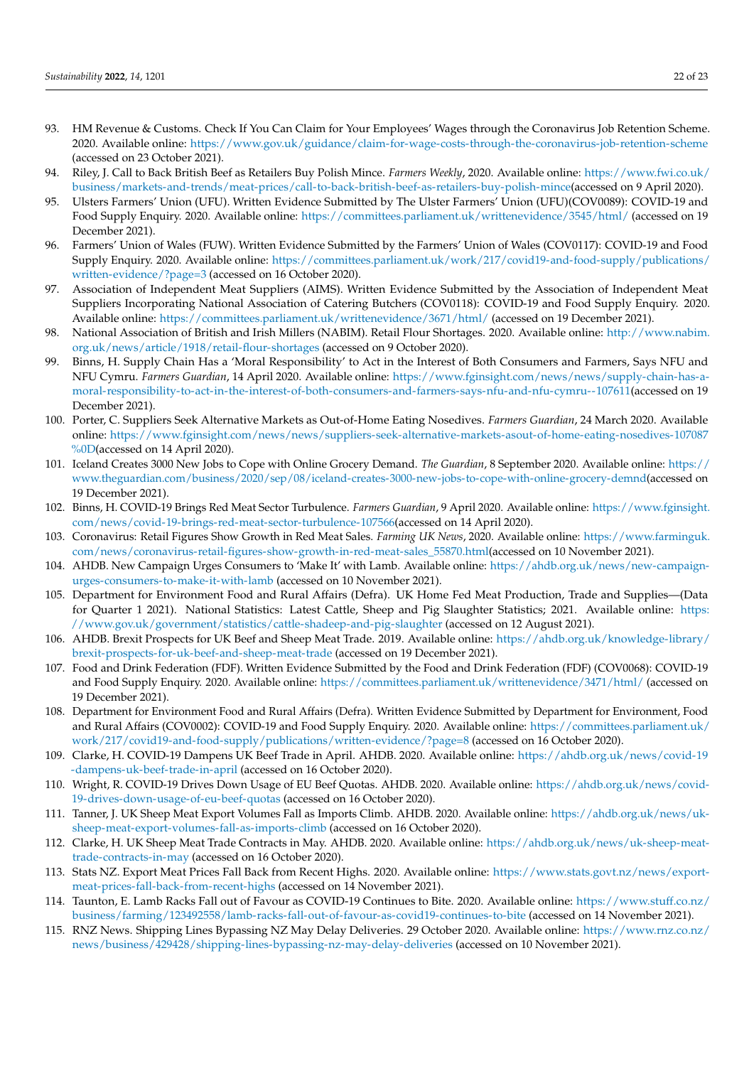93. HM Revenue & Customs. Check If You Can Claim for Your Employees' Wages through the Coronavirus Job Retention Scheme. 2020. Available online: https://www.gov.uk/guidance/claim-for-wage-costs-through-the-coronavirus-job-retention-scheme (accessed on 23 October 2021).
94. Riley, J. Call to Back British Beef as Retailers Buy Polish Mince. *Farmers Weekly*, 2020. Available online: https://www.fwi.co.uk/business/markets-and-trends/meat-prices/call-to-back-british-beef-as-retailers-buy-polish-mince(accessed on 9 April 2020).
95. Ulsters Farmers' Union (UFU). Written Evidence Submitted by The Ulster Farmers' Union (UFU)(COV0089): COVID-19 and Food Supply Enquiry. 2020. Available online: https://committees.parliament.uk/writtenevidence/3545/html/ (accessed on 19 December 2021).
96. Farmers' Union of Wales (FUW). Written Evidence Submitted by the Farmers' Union of Wales (COV0117): COVID-19 and Food Supply Enquiry. 2020. Available online: https://committees.parliament.uk/work/217/covid19-and-food-supply/publications/written-evidence/?page=3 (accessed on 16 October 2020).
97. Association of Independent Meat Suppliers (AIMS). Written Evidence Submitted by the Association of Independent Meat Suppliers Incorporating National Association of Catering Butchers (COV0118): COVID-19 and Food Supply Enquiry. 2020. Available online: https://committees.parliament.uk/writtenevidence/3671/html/ (accessed on 19 December 2021).
98. National Association of British and Irish Millers (NABIM). Retail Flour Shortages. 2020. Available online: http://www.nabim.org.uk/news/article/1918/retail-flour-shortages (accessed on 9 October 2020).
99. Binns, H. Supply Chain Has a 'Moral Responsibility' to Act in the Interest of Both Consumers and Farmers, Says NFU and NFU Cymru. *Farmers Guardian*, 14 April 2020. Available online: https://www.fginsight.com/news/news/supply-chain-has-a-moral-responsibility-to-act-in-the-interest-of-both-consumers-and-farmers-says-nfu-and-nfu-cymru--107611(accessed on 19 December 2021).
100. Porter, C. Suppliers Seek Alternative Markets as Out-of-Home Eating Nosedives. *Farmers Guardian*, 24 March 2020. Available online: https://www.fginsight.com/news/news/suppliers-seek-alternative-markets-asout-of-home-eating-nosedives-107087%0D(accessed on 14 April 2020).
101. Iceland Creates 3000 New Jobs to Cope with Online Grocery Demand. *The Guardian*, 8 September 2020. Available online: https://www.theguardian.com/business/2020/sep/08/iceland-creates-3000-new-jobs-to-cope-with-online-grocery-demnd(accessed on 19 December 2021).
102. Binns, H. COVID-19 Brings Red Meat Sector Turbulence. *Farmers Guardian*, 9 April 2020. Available online: https://www.fginsight.com/news/covid-19-brings-red-meat-sector-turbulence-107566(accessed on 14 April 2020).
103. Coronavirus: Retail Figures Show Growth in Red Meat Sales. *Farming UK News*, 2020. Available online: https://www.farminguk.com/news/coronavirus-retail-figures-show-growth-in-red-meat-sales_55870.html(accessed on 10 November 2021).
104. AHDB. New Campaign Urges Consumers to 'Make It' with Lamb. Available online: https://ahdb.org.uk/news/new-campaign-urges-consumers-to-make-it-with-lamb (accessed on 10 November 2021).
105. Department for Environment Food and Rural Affairs (Defra). UK Home Fed Meat Production, Trade and Supplies—(Data for Quarter 1 2021). National Statistics: Latest Cattle, Sheep and Pig Slaughter Statistics; 2021. Available online: https://www.gov.uk/government/statistics/cattle-shadeep-and-pig-slaughter (accessed on 12 August 2021).
106. AHDB. Brexit Prospects for UK Beef and Sheep Meat Trade. 2019. Available online: https://ahdb.org.uk/knowledge-library/brexit-prospects-for-uk-beef-and-sheep-meat-trade (accessed on 19 December 2021).
107. Food and Drink Federation (FDF). Written Evidence Submitted by the Food and Drink Federation (FDF) (COV0068): COVID-19 and Food Supply Enquiry. 2020. Available online: https://committees.parliament.uk/writtenevidence/3471/html/ (accessed on 19 December 2021).
108. Department for Environment Food and Rural Affairs (Defra). Written Evidence Submitted by Department for Environment, Food and Rural Affairs (COV0002): COVID-19 and Food Supply Enquiry. 2020. Available online: https://committees.parliament.uk/work/217/covid19-and-food-supply/publications/written-evidence/?page=8 (accessed on 16 October 2020).
109. Clarke, H. COVID-19 Dampens UK Beef Trade in April. AHDB. 2020. Available online: https://ahdb.org.uk/news/covid-19-dampens-uk-beef-trade-in-april (accessed on 16 October 2020).
110. Wright, R. COVID-19 Drives Down Usage of EU Beef Quotas. AHDB. 2020. Available online: https://ahdb.org.uk/news/covid-19-drives-down-usage-of-eu-beef-quotas (accessed on 16 October 2020).
111. Tanner, J. UK Sheep Meat Export Volumes Fall as Imports Climb. AHDB. 2020. Available online: https://ahdb.org.uk/news/uk-sheep-meat-export-volumes-fall-as-imports-climb (accessed on 16 October 2020).
112. Clarke, H. UK Sheep Meat Trade Contracts in May. AHDB. 2020. Available online: https://ahdb.org.uk/news/uk-sheep-meat-trade-contracts-in-may (accessed on 16 October 2020).
113. Stats NZ. Export Meat Prices Fall Back from Recent Highs. 2020. Available online: https://www.stats.govt.nz/news/export-meat-prices-fall-back-from-recent-highs (accessed on 14 November 2021).
114. Taunton, E. Lamb Racks Fall out of Favour as COVID-19 Continues to Bite. 2020. Available online: https://www.stuff.co.nz/business/farming/123492558/lamb-racks-fall-out-of-favour-as-covid19-continues-to-bite (accessed on 14 November 2021).
115. RNZ News. Shipping Lines Bypassing NZ May Delay Deliveries. 29 October 2020. Available online: https://www.rnz.co.nz/news/business/429428/shipping-lines-bypassing-nz-may-delay-deliveries (accessed on 10 November 2021).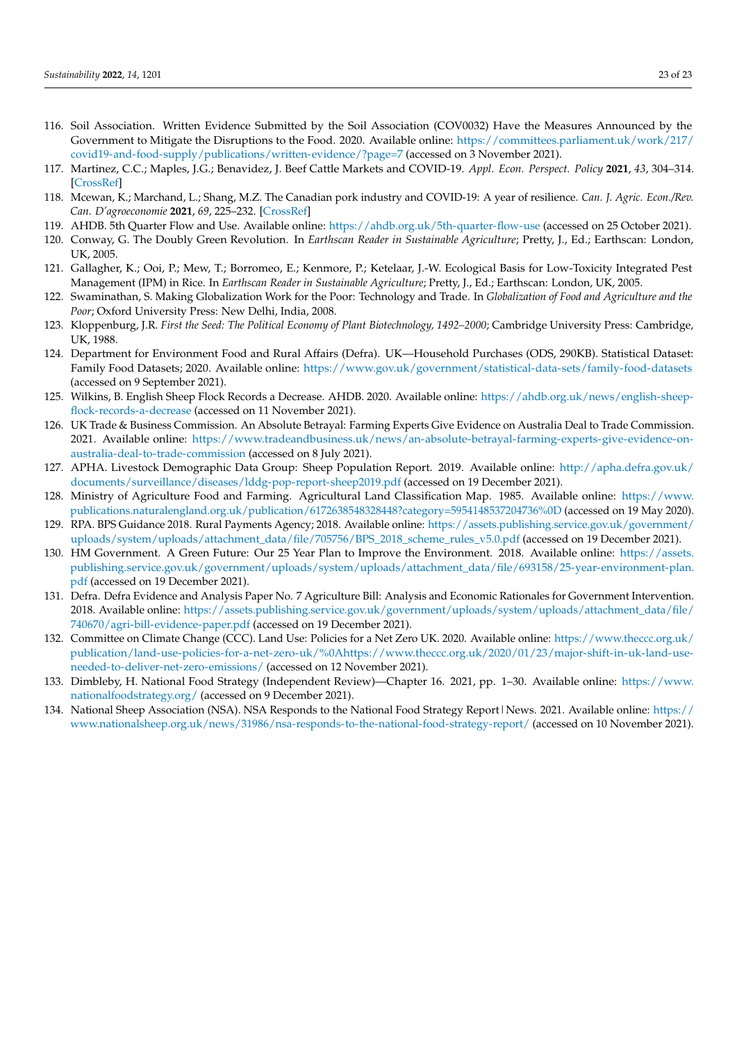116. Soil Association. Written Evidence Submitted by the Soil Association (COV0032) Have the Measures Announced by the Government to Mitigate the Disruptions to the Food. 2020. Available online: https://committees.parliament.uk/work/217/covid19-and-food-supply/publications/written-evidence/?page=7 (accessed on 3 November 2021).
117. Martinez, C.C.; Maples, J.G.; Benavidez, J. Beef Cattle Markets and COVID-19. *Appl. Econ. Perspect. Policy* **2021**, *43*, 304–314. [CrossRef]
118. Mcewan, K.; Marchand, L.; Shang, M.Z. The Canadian pork industry and COVID-19: A year of resilience. *Can. J. Agric. Econ./Rev. Can. D'agroeconomie* **2021**, *69*, 225–232. [CrossRef]
119. AHDB. 5th Quarter Flow and Use. Available online: https://ahdb.org.uk/5th-quarter-flow-use (accessed on 25 October 2021).
120. Conway, G. The Doubly Green Revolution. In *Earthscan Reader in Sustainable Agriculture*; Pretty, J., Ed.; Earthscan: London, UK, 2005.
121. Gallagher, K.; Ooi, P.; Mew, T.; Borromeo, E.; Kenmore, P.; Ketelaar, J.-W. Ecological Basis for Low-Toxicity Integrated Pest Management (IPM) in Rice. In *Earthscan Reader in Sustainable Agriculture*; Pretty, J., Ed.; Earthscan: London, UK, 2005.
122. Swaminathan, S. Making Globalization Work for the Poor: Technology and Trade. In *Globalization of Food and Agriculture and the Poor*; Oxford University Press: New Delhi, India, 2008.
123. Kloppenburg, J.R. *First the Seed: The Political Economy of Plant Biotechnology, 1492–2000*; Cambridge University Press: Cambridge, UK, 1988.
124. Department for Environment Food and Rural Affairs (Defra). UK—Household Purchases (ODS, 290KB). Statistical Dataset: Family Food Datasets; 2020. Available online: https://www.gov.uk/government/statistical-data-sets/family-food-datasets (accessed on 9 September 2021).
125. Wilkins, B. English Sheep Flock Records a Decrease. AHDB. 2020. Available online: https://ahdb.org.uk/news/english-sheep-flock-records-a-decrease (accessed on 11 November 2021).
126. UK Trade & Business Commission. An Absolute Betrayal: Farming Experts Give Evidence on Australia Deal to Trade Commission. 2021. Available online: https://www.tradeandbusiness.uk/news/an-absolute-betrayal-farming-experts-give-evidence-on-australia-deal-to-trade-commission (accessed on 8 July 2021).
127. APHA. Livestock Demographic Data Group: Sheep Population Report. 2019. Available online: http://apha.defra.gov.uk/documents/surveillance/diseases/lddg-pop-report-sheep2019.pdf (accessed on 19 December 2021).
128. Ministry of Agriculture Food and Farming. Agricultural Land Classification Map. 1985. Available online: https://www.publications.naturalengland.org.uk/publication/6172638548328448?category=5954148537204736%0D (accessed on 19 May 2020).
129. RPA. BPS Guidance 2018. Rural Payments Agency; 2018. Available online: https://assets.publishing.service.gov.uk/government/uploads/system/uploads/attachment_data/file/705756/BPS_2018_scheme_rules_v5.0.pdf (accessed on 19 December 2021).
130. HM Government. A Green Future: Our 25 Year Plan to Improve the Environment. 2018. Available online: https://assets.publishing.service.gov.uk/government/uploads/system/uploads/attachment_data/file/693158/25-year-environment-plan.pdf (accessed on 19 December 2021).
131. Defra. Defra Evidence and Analysis Paper No. 7 Agriculture Bill: Analysis and Economic Rationales for Government Intervention. 2018. Available online: https://assets.publishing.service.gov.uk/government/uploads/system/uploads/attachment_data/file/740670/agri-bill-evidence-paper.pdf (accessed on 19 December 2021).
132. Committee on Climate Change (CCC). Land Use: Policies for a Net Zero UK. 2020. Available online: https://www.theccc.org.uk/publication/land-use-policies-for-a-net-zero-uk/%0Ahttps://www.theccc.org.uk/2020/01/23/major-shift-in-uk-land-use-needed-to-deliver-net-zero-emissions/ (accessed on 12 November 2021).
133. Dimbleby, H. National Food Strategy (Independent Review)—Chapter 16. 2021, pp. 1–30. Available online: https://www.nationalfoodstrategy.org/ (accessed on 9 December 2021).
134. National Sheep Association (NSA). NSA Responds to the National Food Strategy Report | News. 2021. Available online: https://www.nationalsheep.org.uk/news/31986/nsa-responds-to-the-national-food-strategy-report/ (accessed on 10 November 2021).